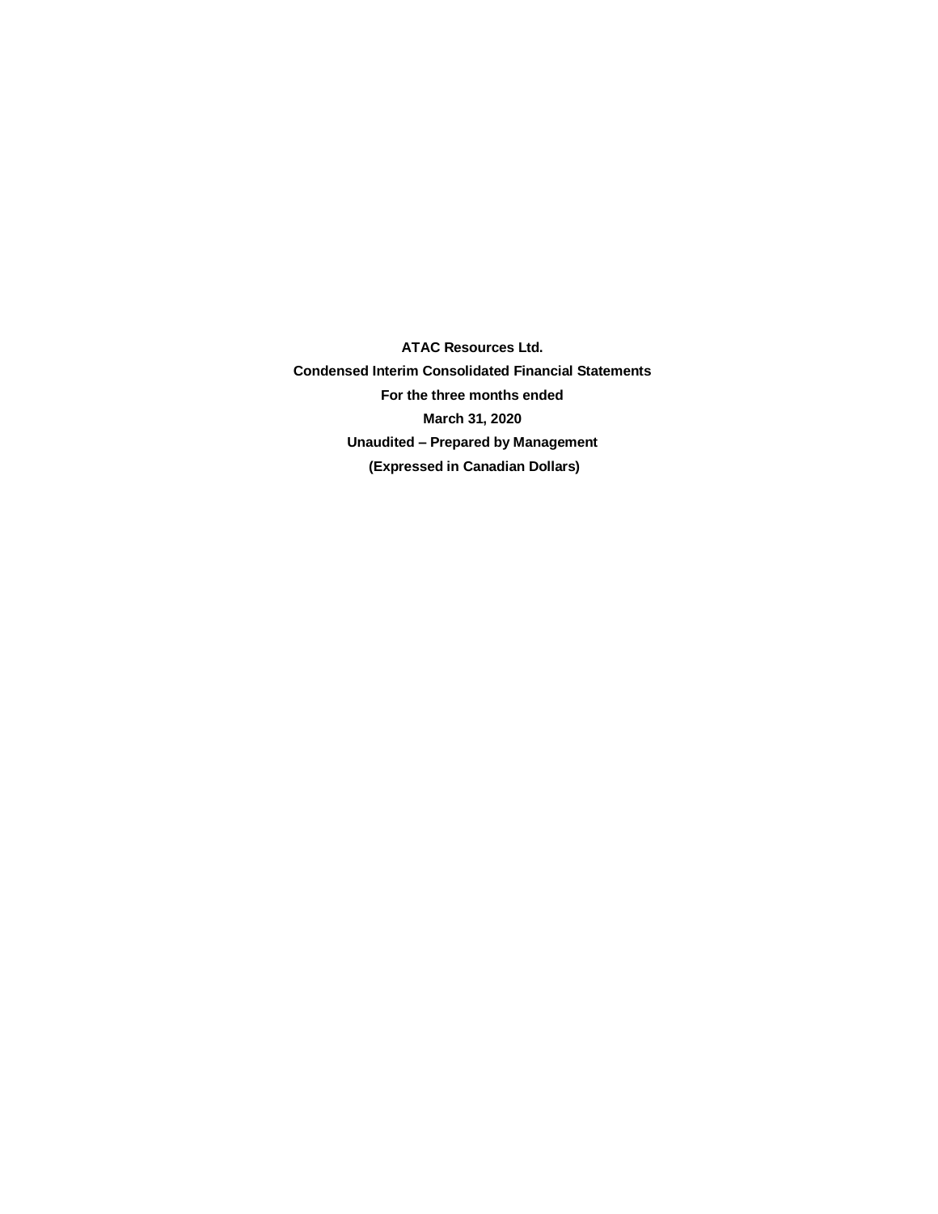**ATAC Resources Ltd.**

**Condensed Interim Consolidated Financial Statements**

**For the three months ended**

**March 31, 2020**

**Unaudited – Prepared by Management**

**(Expressed in Canadian Dollars)**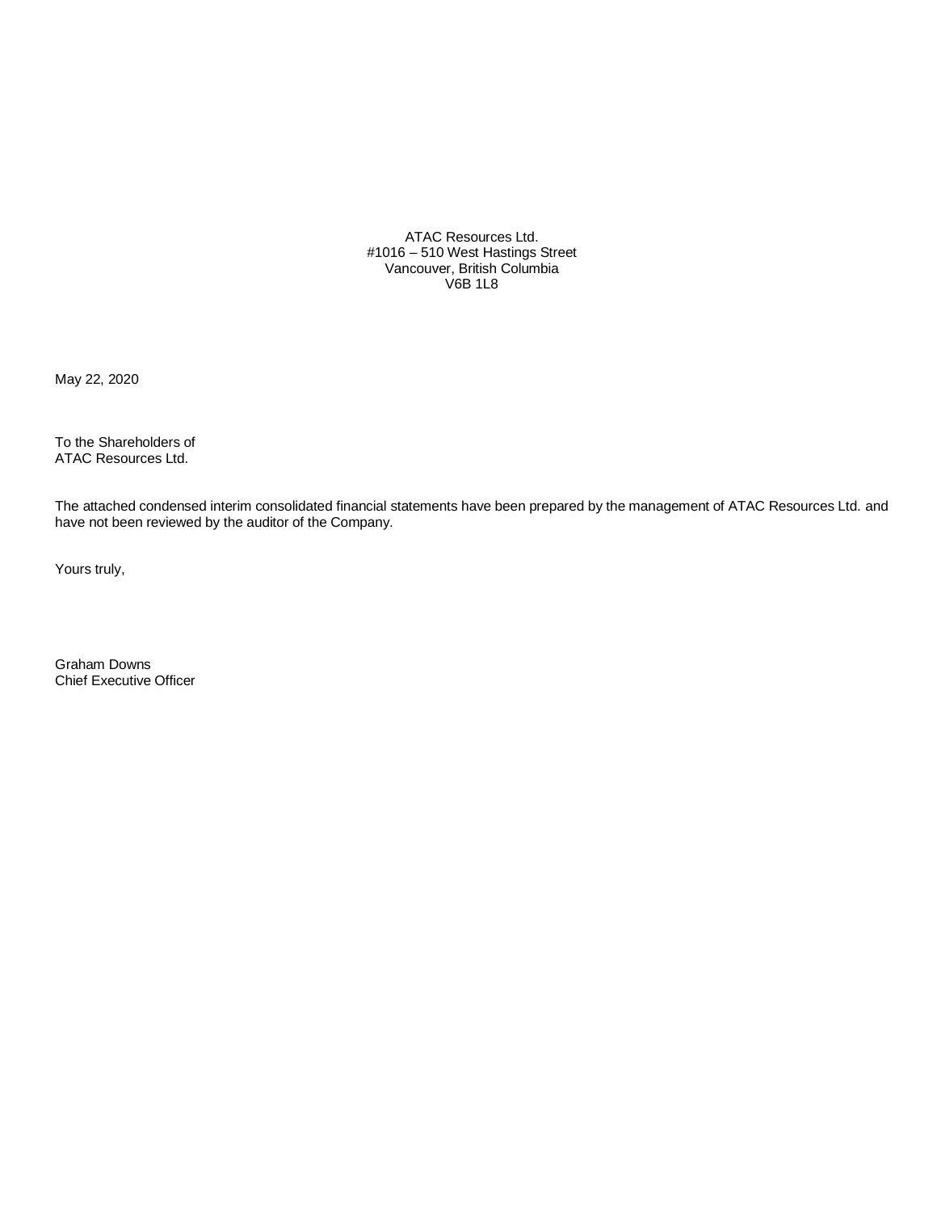ATAC Resources Ltd.
#1016 – 510 West Hastings Street
Vancouver, British Columbia
V6B 1L8

May 22, 2020

To the Shareholders of
ATAC Resources Ltd.

The attached condensed interim consolidated financial statements have been prepared by the management of ATAC Resources Ltd. and have not been reviewed by the auditor of the Company.

Yours truly,

Graham Downs
Chief Executive Officer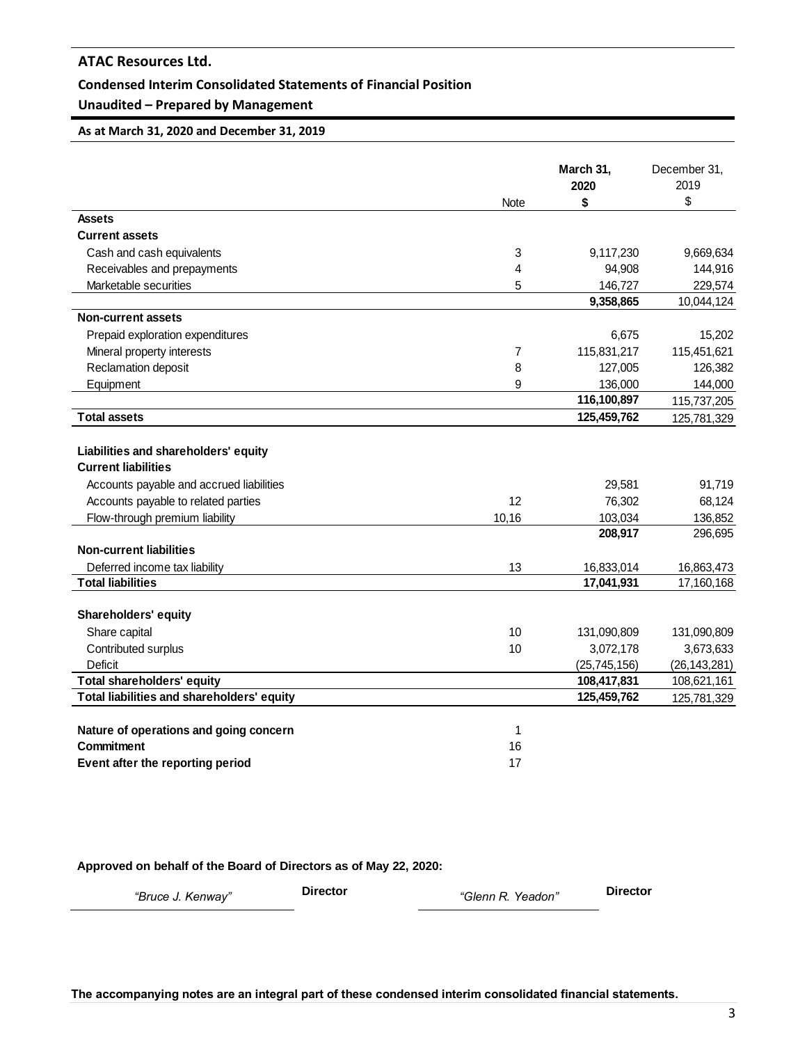## ATAC Resources Ltd.

### Condensed Interim Consolidated Statements of Financial Position

### Unaudited – Prepared by Management

**As at March 31, 2020 and December 31, 2019**

| | Note | **March 31, 2020 $** | December 31, 2019 $ |
|---|---|---|---|
| **Assets** | | | |
| **Current assets** | | | |
| Cash and cash equivalents | 3 | 9,117,230 | 9,669,634 |
| Receivables and prepayments | 4 | 94,908 | 144,916 |
| Marketable securities | 5 | 146,727 | 229,574 |
| | | **9,358,865** | 10,044,124 |
| **Non-current assets** | | | |
| Prepaid exploration expenditures | | 6,675 | 15,202 |
| Mineral property interests | 7 | 115,831,217 | 115,451,621 |
| Reclamation deposit | 8 | 127,005 | 126,382 |
| Equipment | 9 | 136,000 | 144,000 |
| | | **116,100,897** | 115,737,205 |
| **Total assets** | | **125,459,762** | 125,781,329 |
| | | | |
| **Liabilities and shareholders' equity** | | | |
| **Current liabilities** | | | |
| Accounts payable and accrued liabilities | | 29,581 | 91,719 |
| Accounts payable to related parties | 12 | 76,302 | 68,124 |
| Flow-through premium liability | 10,16 | 103,034 | 136,852 |
| | | **208,917** | 296,695 |
| **Non-current liabilities** | | | |
| Deferred income tax liability | 13 | 16,833,014 | 16,863,473 |
| **Total liabilities** | | **17,041,931** | 17,160,168 |
| | | | |
| **Shareholders' equity** | | | |
| Share capital | 10 | 131,090,809 | 131,090,809 |
| Contributed surplus | 10 | 3,072,178 | 3,673,633 |
| Deficit | | (25,745,156) | (26,143,281) |
| **Total shareholders' equity** | | **108,417,831** | 108,621,161 |
| **Total liabilities and shareholders' equity** | | **125,459,762** | 125,781,329 |
| | | | |
| **Nature of operations and going concern** | 1 | | |
| **Commitment** | 16 | | |
| **Event after the reporting period** | 17 | | |

**Approved on behalf of the Board of Directors as of May 22, 2020:**

*"Bruce J. Kenway"* **Director** *"Glenn R. Yeadon"* **Director**

**The accompanying notes are an integral part of these condensed interim consolidated financial statements.**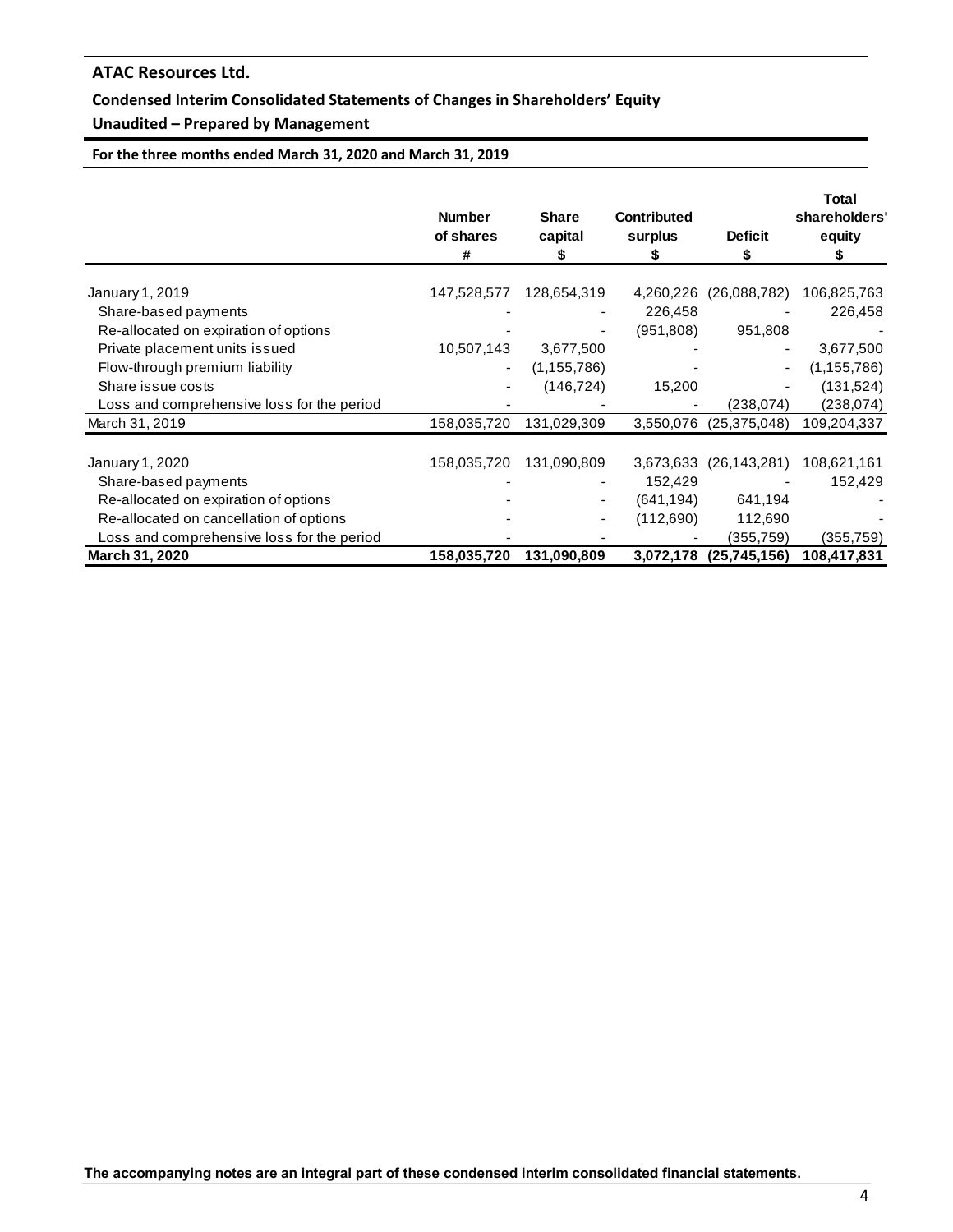# ATAC Resources Ltd.

## Condensed Interim Consolidated Statements of Changes in Shareholders' Equity

### Unaudited – Prepared by Management

**For the three months ended March 31, 2020 and March 31, 2019**

| | Number of shares # | Share capital $ | Contributed surplus $ | Deficit $ | Total shareholders' equity $ |
|---|---|---|---|---|---|
| January 1, 2019 | 147,528,577 | 128,654,319 | 4,260,226 | (26,088,782) | 106,825,763 |
| Share-based payments | - | - | 226,458 | - | 226,458 |
| Re-allocated on expiration of options | - | - | (951,808) | 951,808 | - |
| Private placement units issued | 10,507,143 | 3,677,500 | - | - | 3,677,500 |
| Flow-through premium liability | - | (1,155,786) | - | - | (1,155,786) |
| Share issue costs | - | (146,724) | 15,200 | - | (131,524) |
| Loss and comprehensive loss for the period | - | - | - | (238,074) | (238,074) |
| March 31, 2019 | 158,035,720 | 131,029,309 | 3,550,076 | (25,375,048) | 109,204,337 |
| | | | | | |
| January 1, 2020 | 158,035,720 | 131,090,809 | 3,673,633 | (26,143,281) | 108,621,161 |
| Share-based payments | - | - | 152,429 | - | 152,429 |
| Re-allocated on expiration of options | - | - | (641,194) | 641,194 | - |
| Re-allocated on cancellation of options | - | - | (112,690) | 112,690 | - |
| Loss and comprehensive loss for the period | - | - | - | (355,759) | (355,759) |
| **March 31, 2020** | **158,035,720** | **131,090,809** | **3,072,178** | **(25,745,156)** | **108,417,831** |

**The accompanying notes are an integral part of these condensed interim consolidated financial statements.**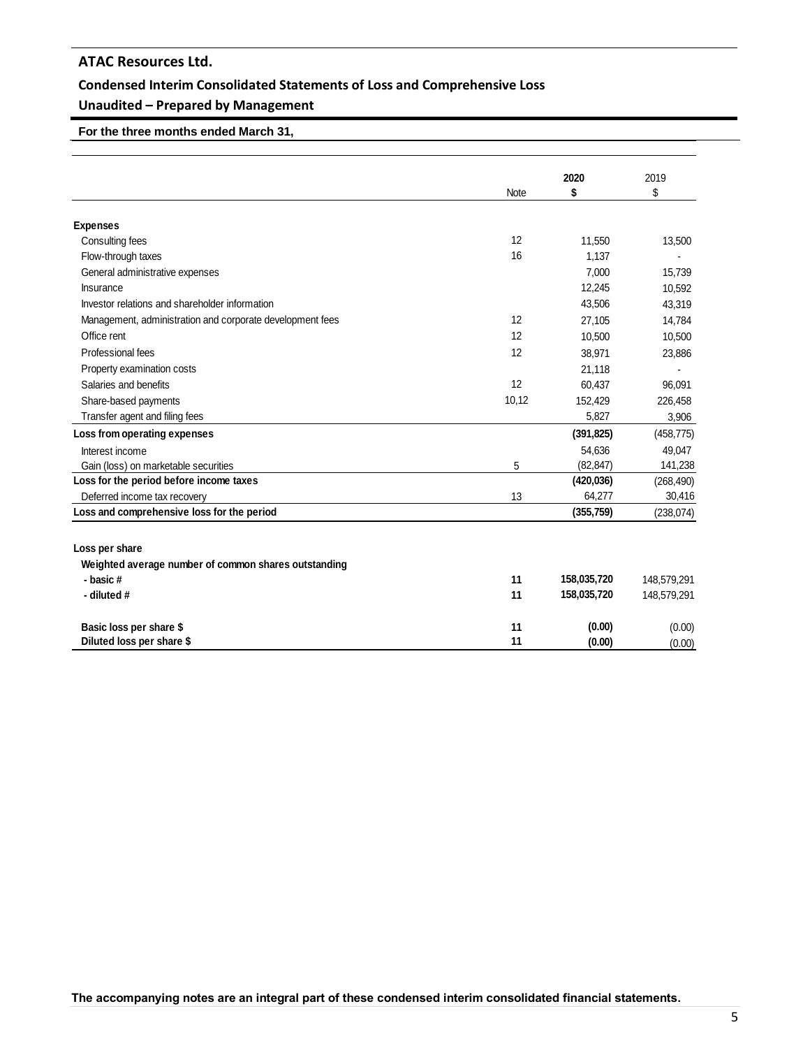# ATAC Resources Ltd.

## Condensed Interim Consolidated Statements of Loss and Comprehensive Loss

## Unaudited – Prepared by Management

**For the three months ended March 31,**

| | Note | **2020** **$** | 2019 $ |
|---|---|---|---|
| **Expenses** | | | |
| Consulting fees | 12 | 11,550 | 13,500 |
| Flow-through taxes | 16 | 1,137 | - |
| General administrative expenses | | 7,000 | 15,739 |
| Insurance | | 12,245 | 10,592 |
| Investor relations and shareholder information | | 43,506 | 43,319 |
| Management, administration and corporate development fees | 12 | 27,105 | 14,784 |
| Office rent | 12 | 10,500 | 10,500 |
| Professional fees | 12 | 38,971 | 23,886 |
| Property examination costs | | 21,118 | - |
| Salaries and benefits | 12 | 60,437 | 96,091 |
| Share-based payments | 10,12 | 152,429 | 226,458 |
| Transfer agent and filing fees | | 5,827 | 3,906 |
| **Loss from operating expenses** | | **(391,825)** | (458,775) |
| Interest income | | 54,636 | 49,047 |
| Gain (loss) on marketable securities | 5 | (82,847) | 141,238 |
| **Loss for the period before income taxes** | | **(420,036)** | (268,490) |
| Deferred income tax recovery | 13 | 64,277 | 30,416 |
| **Loss and comprehensive loss for the period** | | **(355,759)** | (238,074) |
| | | | |
| **Loss per share** | | | |
| **Weighted average number of common shares outstanding** | | | |
| **- basic #** | **11** | **158,035,720** | 148,579,291 |
| **- diluted #** | **11** | **158,035,720** | 148,579,291 |
| | | | |
| **Basic loss per share $** | **11** | **(0.00)** | (0.00) |
| **Diluted loss per share $** | **11** | **(0.00)** | (0.00) |

**The accompanying notes are an integral part of these condensed interim consolidated financial statements.**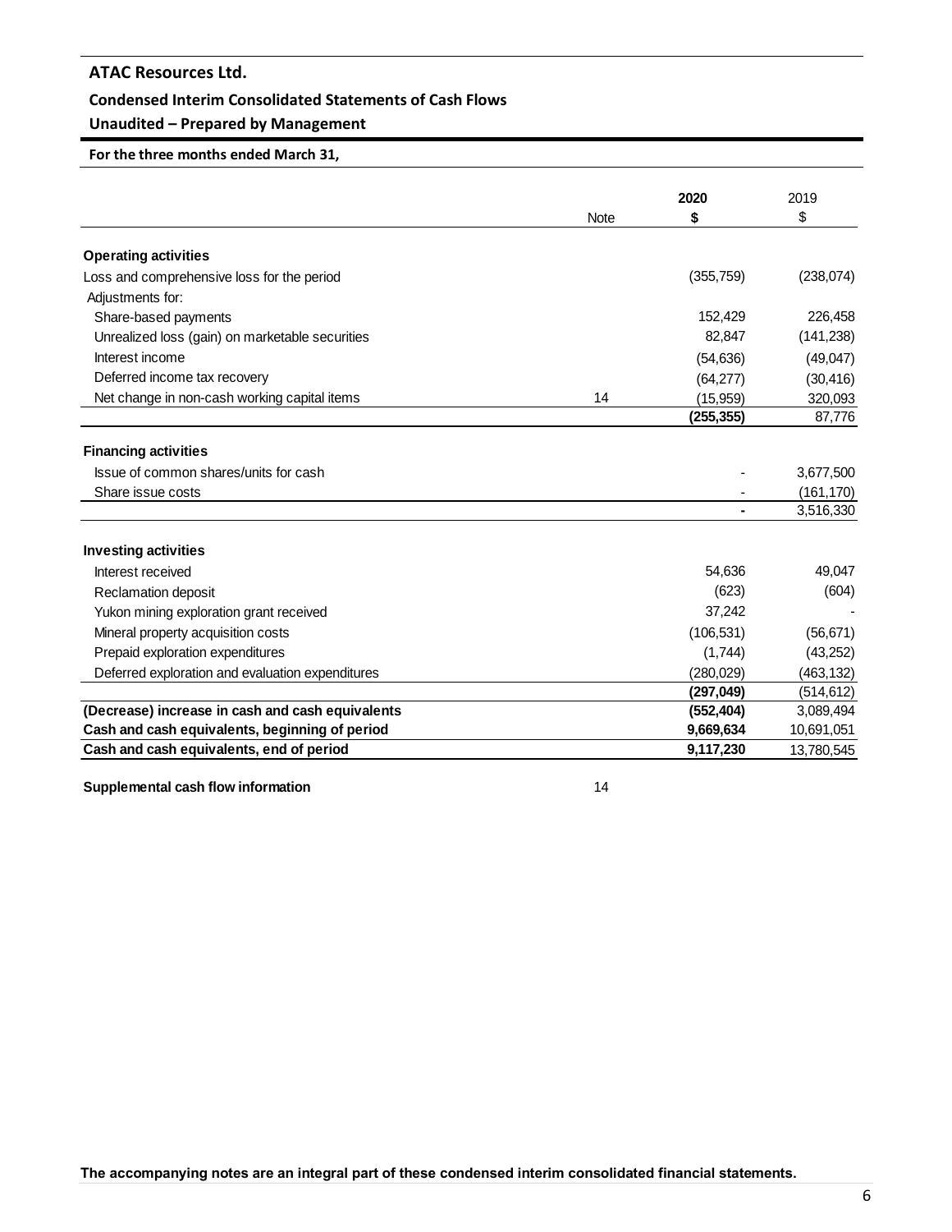# ATAC Resources Ltd.

## Condensed Interim Consolidated Statements of Cash Flows

## Unaudited – Prepared by Management

**For the three months ended March 31,**

| | Note | **2020** **$** | 2019 $ |
|---|---|---|---|
| **Operating activities** | | | |
| Loss and comprehensive loss for the period | | (355,759) | (238,074) |
| Adjustments for: | | | |
| Share-based payments | | 152,429 | 226,458 |
| Unrealized loss (gain) on marketable securities | | 82,847 | (141,238) |
| Interest income | | (54,636) | (49,047) |
| Deferred income tax recovery | | (64,277) | (30,416) |
| Net change in non-cash working capital items | 14 | (15,959) | 320,093 |
| | | **(255,355)** | 87,776 |
| **Financing activities** | | | |
| Issue of common shares/units for cash | | - | 3,677,500 |
| Share issue costs | | - | (161,170) |
| | | **-** | 3,516,330 |
| **Investing activities** | | | |
| Interest received | | 54,636 | 49,047 |
| Reclamation deposit | | (623) | (604) |
| Yukon mining exploration grant received | | 37,242 | - |
| Mineral property acquisition costs | | (106,531) | (56,671) |
| Prepaid exploration expenditures | | (1,744) | (43,252) |
| Deferred exploration and evaluation expenditures | | (280,029) | (463,132) |
| | | **(297,049)** | (514,612) |
| **(Decrease) increase in cash and cash equivalents** | | **(552,404)** | 3,089,494 |
| **Cash and cash equivalents, beginning of period** | | **9,669,634** | 10,691,051 |
| **Cash and cash equivalents, end of period** | | **9,117,230** | 13,780,545 |
| **Supplemental cash flow information** | 14 | | |

**The accompanying notes are an integral part of these condensed interim consolidated financial statements.**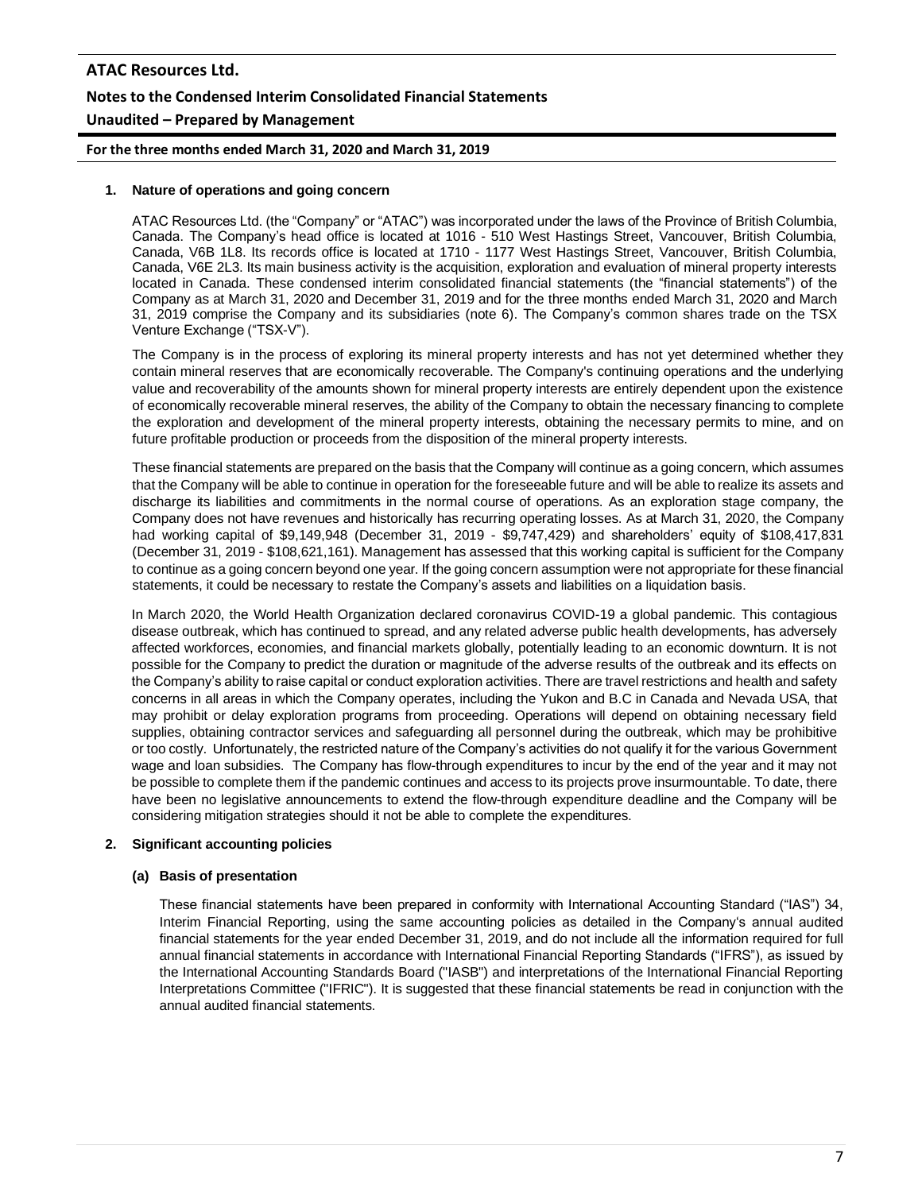## 1. Nature of operations and going concern

ATAC Resources Ltd. (the "Company" or "ATAC") was incorporated under the laws of the Province of British Columbia, Canada. The Company's head office is located at 1016 - 510 West Hastings Street, Vancouver, British Columbia, Canada, V6B 1L8. Its records office is located at 1710 - 1177 West Hastings Street, Vancouver, British Columbia, Canada, V6E 2L3. Its main business activity is the acquisition, exploration and evaluation of mineral property interests located in Canada. These condensed interim consolidated financial statements (the "financial statements") of the Company as at March 31, 2020 and December 31, 2019 and for the three months ended March 31, 2020 and March 31, 2019 comprise the Company and its subsidiaries (note 6). The Company's common shares trade on the TSX Venture Exchange ("TSX-V").

The Company is in the process of exploring its mineral property interests and has not yet determined whether they contain mineral reserves that are economically recoverable. The Company's continuing operations and the underlying value and recoverability of the amounts shown for mineral property interests are entirely dependent upon the existence of economically recoverable mineral reserves, the ability of the Company to obtain the necessary financing to complete the exploration and development of the mineral property interests, obtaining the necessary permits to mine, and on future profitable production or proceeds from the disposition of the mineral property interests.

These financial statements are prepared on the basis that the Company will continue as a going concern, which assumes that the Company will be able to continue in operation for the foreseeable future and will be able to realize its assets and discharge its liabilities and commitments in the normal course of operations. As an exploration stage company, the Company does not have revenues and historically has recurring operating losses. As at March 31, 2020, the Company had working capital of $9,149,948 (December 31, 2019 - $9,747,429) and shareholders' equity of $108,417,831 (December 31, 2019 - $108,621,161). Management has assessed that this working capital is sufficient for the Company to continue as a going concern beyond one year. If the going concern assumption were not appropriate for these financial statements, it could be necessary to restate the Company's assets and liabilities on a liquidation basis.

In March 2020, the World Health Organization declared coronavirus COVID-19 a global pandemic. This contagious disease outbreak, which has continued to spread, and any related adverse public health developments, has adversely affected workforces, economies, and financial markets globally, potentially leading to an economic downturn. It is not possible for the Company to predict the duration or magnitude of the adverse results of the outbreak and its effects on the Company's ability to raise capital or conduct exploration activities. There are travel restrictions and health and safety concerns in all areas in which the Company operates, including the Yukon and B.C in Canada and Nevada USA, that may prohibit or delay exploration programs from proceeding. Operations will depend on obtaining necessary field supplies, obtaining contractor services and safeguarding all personnel during the outbreak, which may be prohibitive or too costly. Unfortunately, the restricted nature of the Company's activities do not qualify it for the various Government wage and loan subsidies. The Company has flow-through expenditures to incur by the end of the year and it may not be possible to complete them if the pandemic continues and access to its projects prove insurmountable. To date, there have been no legislative announcements to extend the flow-through expenditure deadline and the Company will be considering mitigation strategies should it not be able to complete the expenditures.

## 2. Significant accounting policies

### (a) Basis of presentation

These financial statements have been prepared in conformity with International Accounting Standard ("IAS") 34, Interim Financial Reporting, using the same accounting policies as detailed in the Company's annual audited financial statements for the year ended December 31, 2019, and do not include all the information required for full annual financial statements in accordance with International Financial Reporting Standards ("IFRS"), as issued by the International Accounting Standards Board ("IASB") and interpretations of the International Financial Reporting Interpretations Committee ("IFRIC"). It is suggested that these financial statements be read in conjunction with the annual audited financial statements.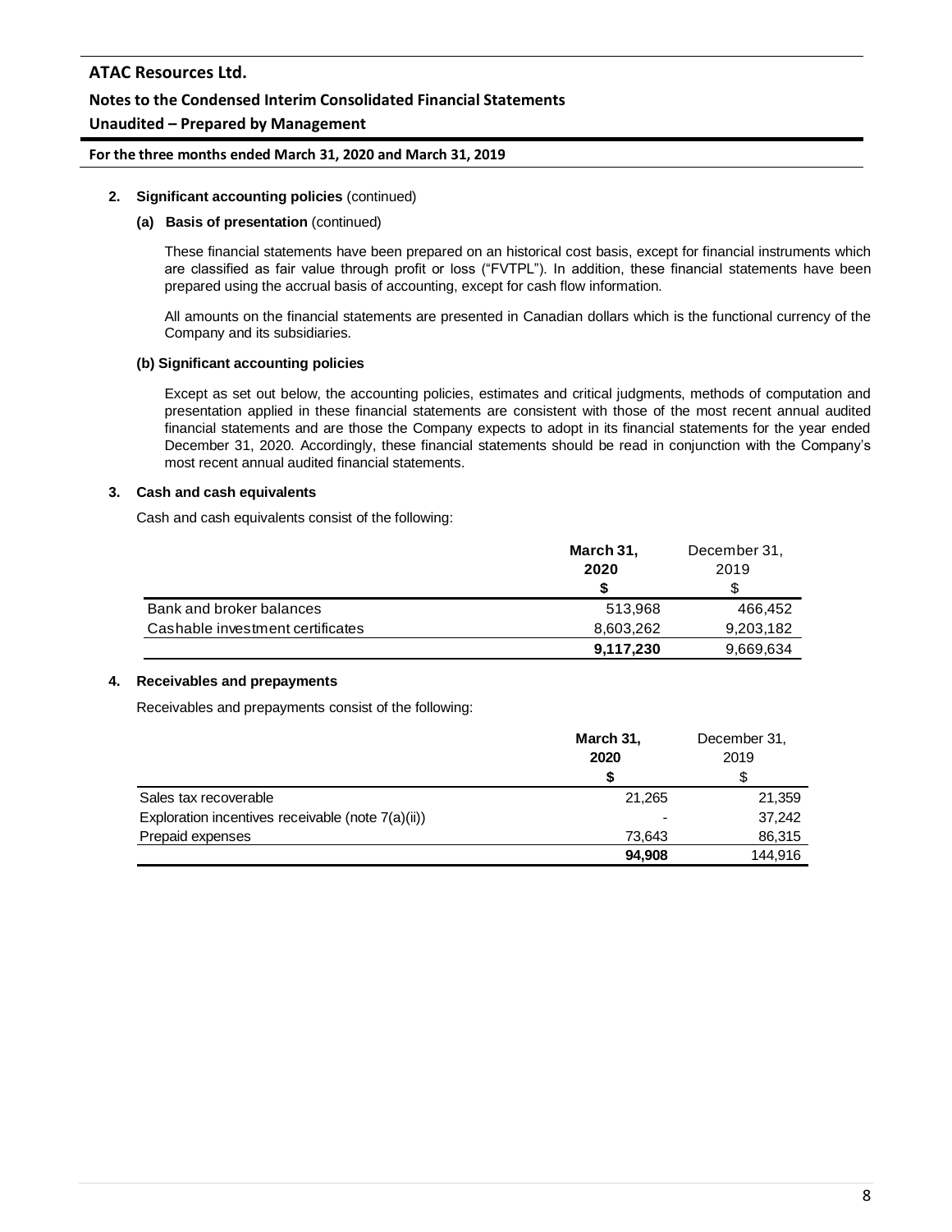**2. Significant accounting policies** (continued)

**(a) Basis of presentation** (continued)

These financial statements have been prepared on an historical cost basis, except for financial instruments which are classified as fair value through profit or loss ("FVTPL"). In addition, these financial statements have been prepared using the accrual basis of accounting, except for cash flow information.

All amounts on the financial statements are presented in Canadian dollars which is the functional currency of the Company and its subsidiaries.

**(b) Significant accounting policies**

Except as set out below, the accounting policies, estimates and critical judgments, methods of computation and presentation applied in these financial statements are consistent with those of the most recent annual audited financial statements and are those the Company expects to adopt in its financial statements for the year ended December 31, 2020. Accordingly, these financial statements should be read in conjunction with the Company's most recent annual audited financial statements.

**3. Cash and cash equivalents**

Cash and cash equivalents consist of the following:

| | **March 31, 2020** | December 31, 2019 |
|---|---|---|
| | **$** | $ |
| Bank and broker balances | 513,968 | 466,452 |
| Cashable investment certificates | 8,603,262 | 9,203,182 |
| | **9,117,230** | 9,669,634 |

**4. Receivables and prepayments**

Receivables and prepayments consist of the following:

| | **March 31, 2020** | December 31, 2019 |
|---|---|---|
| | **$** | $ |
| Sales tax recoverable | 21,265 | 21,359 |
| Exploration incentives receivable (note 7(a)(ii)) | - | 37,242 |
| Prepaid expenses | 73,643 | 86,315 |
| | **94,908** | 144,916 |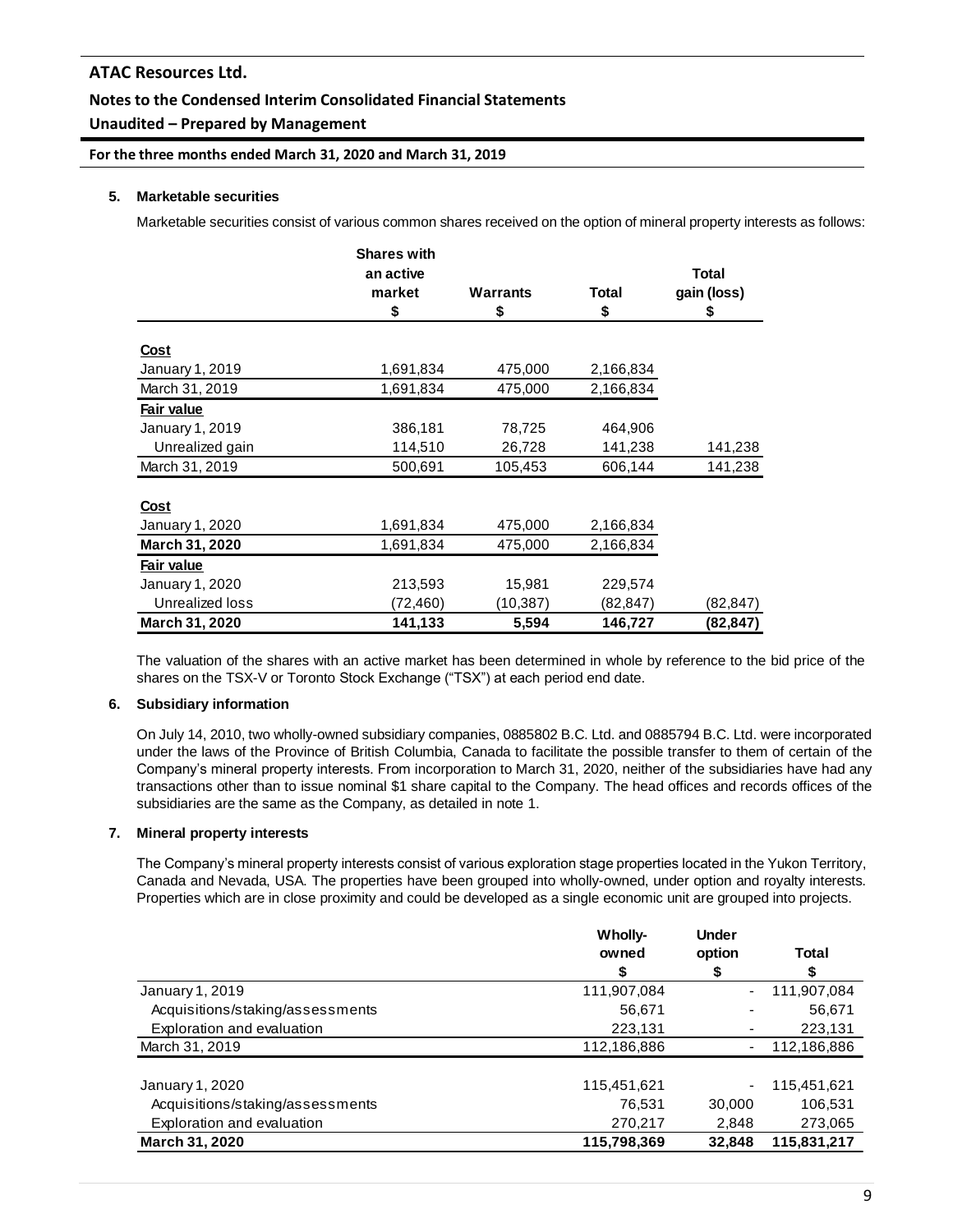### 5. Marketable securities

Marketable securities consist of various common shares received on the option of mineral property interests as follows:

| | Shares with an active market $ | Warrants $ | Total $ | Total gain (loss) $ |
|---|---|---|---|---|
| **Cost** | | | | |
| January 1, 2019 | 1,691,834 | 475,000 | 2,166,834 | |
| March 31, 2019 | 1,691,834 | 475,000 | 2,166,834 | |
| **Fair value** | | | | |
| January 1, 2019 | 386,181 | 78,725 | 464,906 | |
| Unrealized gain | 114,510 | 26,728 | 141,238 | 141,238 |
| March 31, 2019 | 500,691 | 105,453 | 606,144 | 141,238 |
| **Cost** | | | | |
| January 1, 2020 | 1,691,834 | 475,000 | 2,166,834 | |
| **March 31, 2020** | **1,691,834** | **475,000** | **2,166,834** | |
| **Fair value** | | | | |
| January 1, 2020 | 213,593 | 15,981 | 229,574 | |
| Unrealized loss | (72,460) | (10,387) | (82,847) | (82,847) |
| **March 31, 2020** | **141,133** | **5,594** | **146,727** | **(82,847)** |

The valuation of the shares with an active market has been determined in whole by reference to the bid price of the shares on the TSX-V or Toronto Stock Exchange ("TSX") at each period end date.

### 6. Subsidiary information

On July 14, 2010, two wholly-owned subsidiary companies, 0885802 B.C. Ltd. and 0885794 B.C. Ltd. were incorporated under the laws of the Province of British Columbia, Canada to facilitate the possible transfer to them of certain of the Company's mineral property interests. From incorporation to March 31, 2020, neither of the subsidiaries have had any transactions other than to issue nominal $1 share capital to the Company. The head offices and records offices of the subsidiaries are the same as the Company, as detailed in note 1.

### 7. Mineral property interests

The Company's mineral property interests consist of various exploration stage properties located in the Yukon Territory, Canada and Nevada, USA. The properties have been grouped into wholly-owned, under option and royalty interests. Properties which are in close proximity and could be developed as a single economic unit are grouped into projects.

| | Wholly-owned $ | Under option $ | Total $ |
|---|---|---|---|
| January 1, 2019 | 111,907,084 | - | 111,907,084 |
| Acquisitions/staking/assessments | 56,671 | - | 56,671 |
| Exploration and evaluation | 223,131 | - | 223,131 |
| March 31, 2019 | 112,186,886 | - | 112,186,886 |
| | | | |
| January 1, 2020 | 115,451,621 | - | 115,451,621 |
| Acquisitions/staking/assessments | 76,531 | 30,000 | 106,531 |
| Exploration and evaluation | 270,217 | 2,848 | 273,065 |
| **March 31, 2020** | **115,798,369** | **32,848** | **115,831,217** |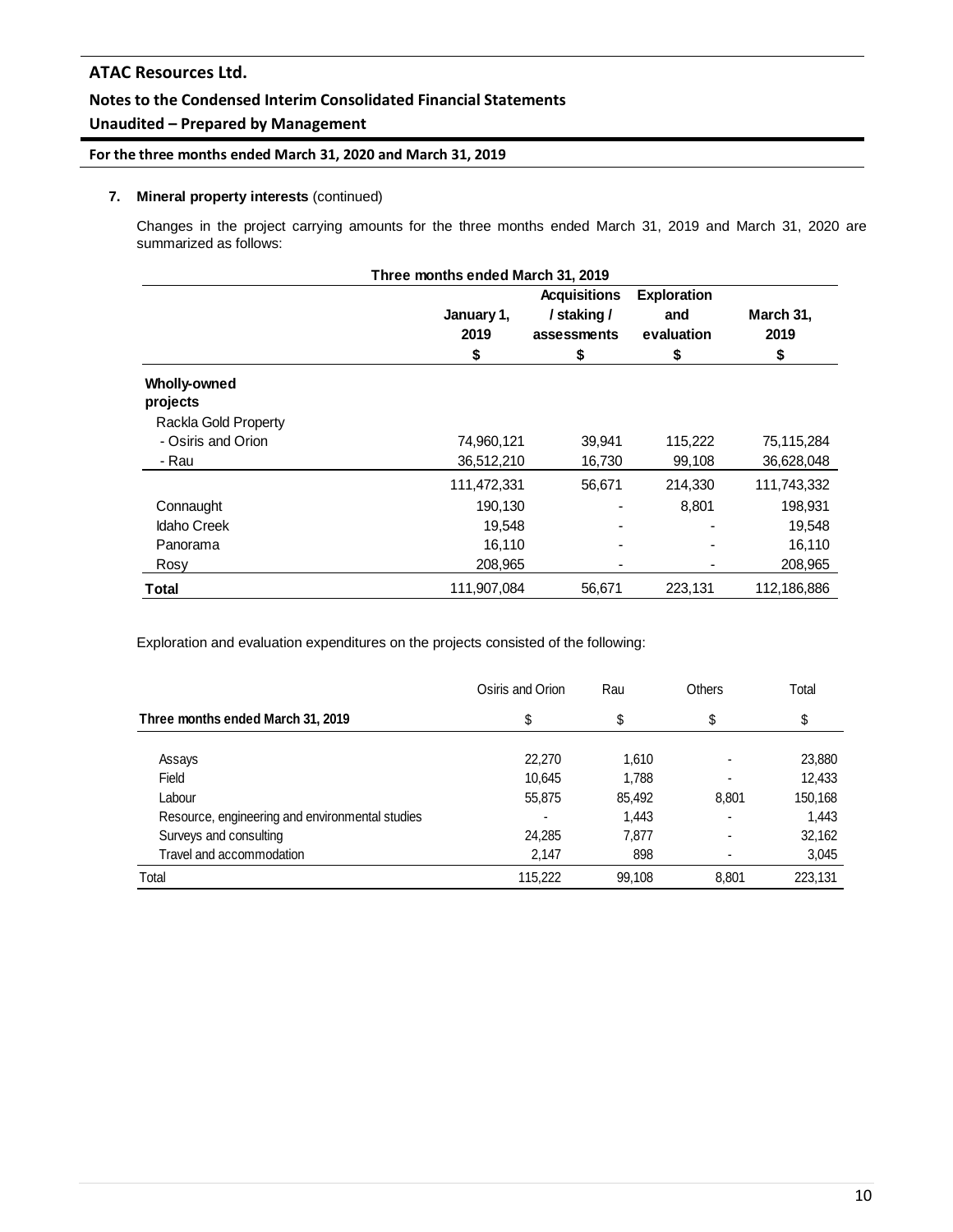**7. Mineral property interests** (continued)

Changes in the project carrying amounts for the three months ended March 31, 2019 and March 31, 2020 are summarized as follows:

| Three months ended March 31, 2019 | | | | |
|---|---|---|---|---|
| | January 1, 2019 | Acquisitions / staking / assessments | Exploration and evaluation | March 31, 2019 |
| | $ | $ | $ | $ |
| **Wholly-owned projects** | | | | |
| Rackla Gold Property | | | | |
| - Osiris and Orion | 74,960,121 | 39,941 | 115,222 | 75,115,284 |
| - Rau | 36,512,210 | 16,730 | 99,108 | 36,628,048 |
| | 111,472,331 | 56,671 | 214,330 | 111,743,332 |
| Connaught | 190,130 | - | 8,801 | 198,931 |
| Idaho Creek | 19,548 | - | - | 19,548 |
| Panorama | 16,110 | - | - | 16,110 |
| Rosy | 208,965 | - | - | 208,965 |
| **Total** | 111,907,084 | 56,671 | 223,131 | 112,186,886 |

Exploration and evaluation expenditures on the projects consisted of the following:

| | Osiris and Orion | Rau | Others | Total |
|---|---|---|---|---|
| **Three months ended March 31, 2019** | $ | $ | $ | $ |
| Assays | 22,270 | 1,610 | - | 23,880 |
| Field | 10,645 | 1,788 | - | 12,433 |
| Labour | 55,875 | 85,492 | 8,801 | 150,168 |
| Resource, engineering and environmental studies | - | 1,443 | - | 1,443 |
| Surveys and consulting | 24,285 | 7,877 | - | 32,162 |
| Travel and accommodation | 2,147 | 898 | - | 3,045 |
| Total | 115,222 | 99,108 | 8,801 | 223,131 |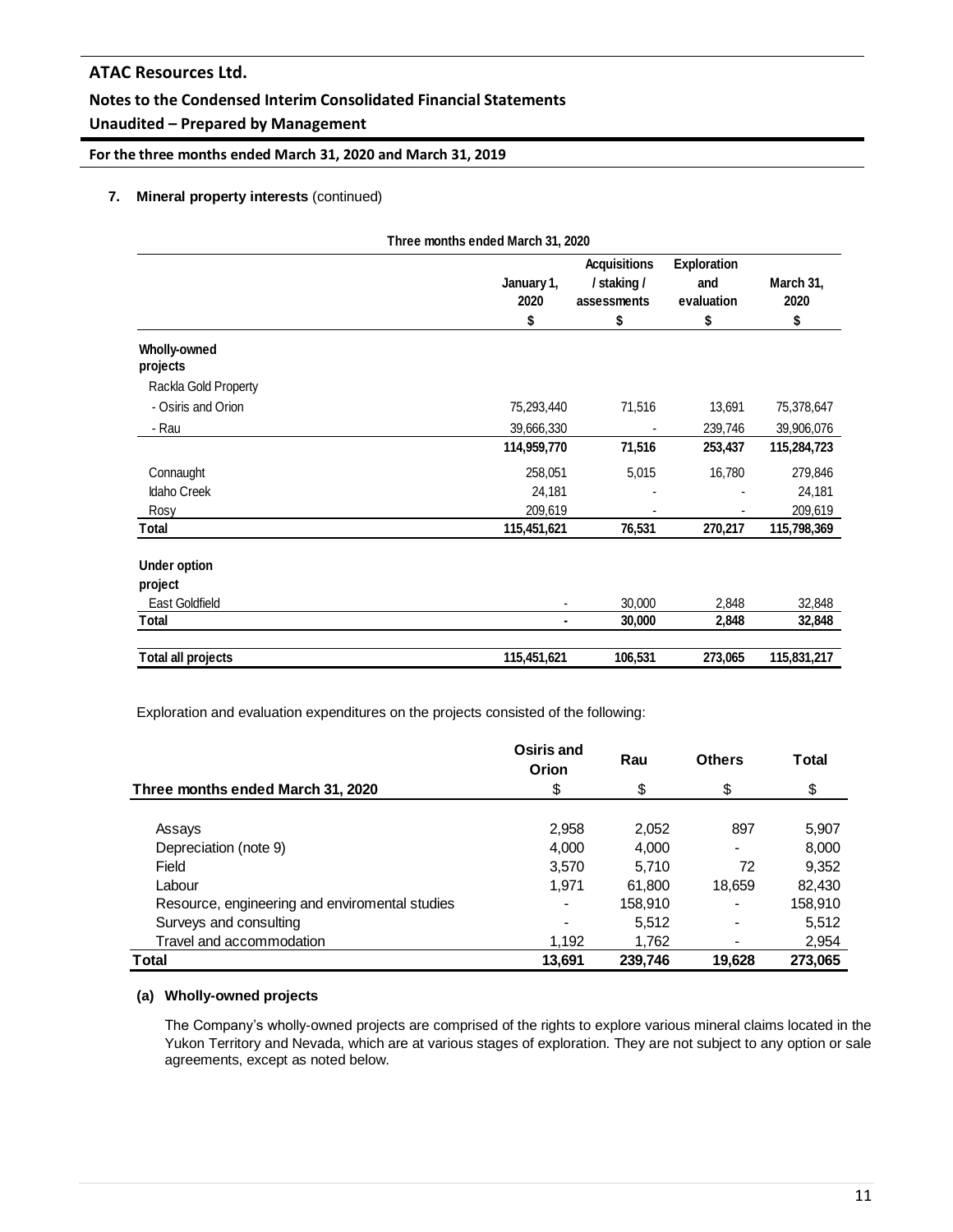**7. Mineral property interests** (continued)

| Three months ended March 31, 2020 | | | | |
|---|---|---|---|---|
| | January 1, 2020 | Acquisitions / staking / assessments | Exploration and evaluation | March 31, 2020 |
| | $ | $ | $ | $ |
| **Wholly-owned projects** | | | | |
| Rackla Gold Property | | | | |
| - Osiris and Orion | 75,293,440 | 71,516 | 13,691 | 75,378,647 |
| - Rau | 39,666,330 | - | 239,746 | 39,906,076 |
| | **114,959,770** | **71,516** | **253,437** | **115,284,723** |
| Connaught | 258,051 | 5,015 | 16,780 | 279,846 |
| Idaho Creek | 24,181 | - | - | 24,181 |
| Rosy | 209,619 | - | - | 209,619 |
| **Total** | **115,451,621** | **76,531** | **270,217** | **115,798,369** |
| **Under option project** | | | | |
| East Goldfield | - | 30,000 | 2,848 | 32,848 |
| **Total** | **-** | **30,000** | **2,848** | **32,848** |
| **Total all projects** | **115,451,621** | **106,531** | **273,065** | **115,831,217** |

Exploration and evaluation expenditures on the projects consisted of the following:

| Three months ended March 31, 2020 | Osiris and Orion | Rau | Others | Total |
|---|---|---|---|---|
| | $ | $ | $ | $ |
| Assays | 2,958 | 2,052 | 897 | 5,907 |
| Depreciation (note 9) | 4,000 | 4,000 | - | 8,000 |
| Field | 3,570 | 5,710 | 72 | 9,352 |
| Labour | 1,971 | 61,800 | 18,659 | 82,430 |
| Resource, engineering and enviromental studies | - | 158,910 | - | 158,910 |
| Surveys and consulting | - | 5,512 | - | 5,512 |
| Travel and accommodation | 1,192 | 1,762 | - | 2,954 |
| **Total** | **13,691** | **239,746** | **19,628** | **273,065** |

**(a) Wholly-owned projects**

The Company's wholly-owned projects are comprised of the rights to explore various mineral claims located in the Yukon Territory and Nevada, which are at various stages of exploration. They are not subject to any option or sale agreements, except as noted below.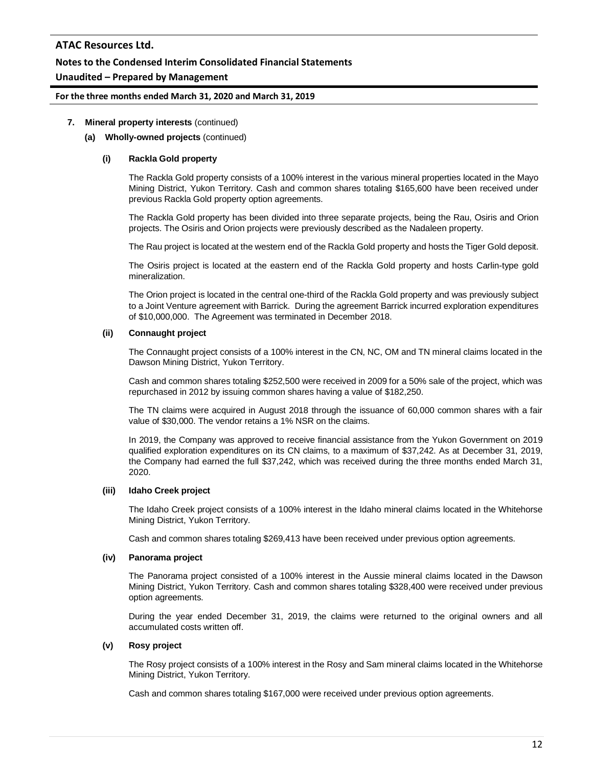**7. Mineral property interests** (continued)

**(a) Wholly-owned projects** (continued)

**(i) Rackla Gold property**

The Rackla Gold property consists of a 100% interest in the various mineral properties located in the Mayo Mining District, Yukon Territory. Cash and common shares totaling $165,600 have been received under previous Rackla Gold property option agreements.

The Rackla Gold property has been divided into three separate projects, being the Rau, Osiris and Orion projects. The Osiris and Orion projects were previously described as the Nadaleen property.

The Rau project is located at the western end of the Rackla Gold property and hosts the Tiger Gold deposit.

The Osiris project is located at the eastern end of the Rackla Gold property and hosts Carlin-type gold mineralization.

The Orion project is located in the central one-third of the Rackla Gold property and was previously subject to a Joint Venture agreement with Barrick. During the agreement Barrick incurred exploration expenditures of $10,000,000. The Agreement was terminated in December 2018.

**(ii) Connaught project**

The Connaught project consists of a 100% interest in the CN, NC, OM and TN mineral claims located in the Dawson Mining District, Yukon Territory.

Cash and common shares totaling $252,500 were received in 2009 for a 50% sale of the project, which was repurchased in 2012 by issuing common shares having a value of $182,250.

The TN claims were acquired in August 2018 through the issuance of 60,000 common shares with a fair value of $30,000. The vendor retains a 1% NSR on the claims.

In 2019, the Company was approved to receive financial assistance from the Yukon Government on 2019 qualified exploration expenditures on its CN claims, to a maximum of $37,242. As at December 31, 2019, the Company had earned the full $37,242, which was received during the three months ended March 31, 2020.

**(iii) Idaho Creek project**

The Idaho Creek project consists of a 100% interest in the Idaho mineral claims located in the Whitehorse Mining District, Yukon Territory.

Cash and common shares totaling $269,413 have been received under previous option agreements.

**(iv) Panorama project**

The Panorama project consisted of a 100% interest in the Aussie mineral claims located in the Dawson Mining District, Yukon Territory. Cash and common shares totaling $328,400 were received under previous option agreements.

During the year ended December 31, 2019, the claims were returned to the original owners and all accumulated costs written off.

**(v) Rosy project**

The Rosy project consists of a 100% interest in the Rosy and Sam mineral claims located in the Whitehorse Mining District, Yukon Territory.

Cash and common shares totaling $167,000 were received under previous option agreements.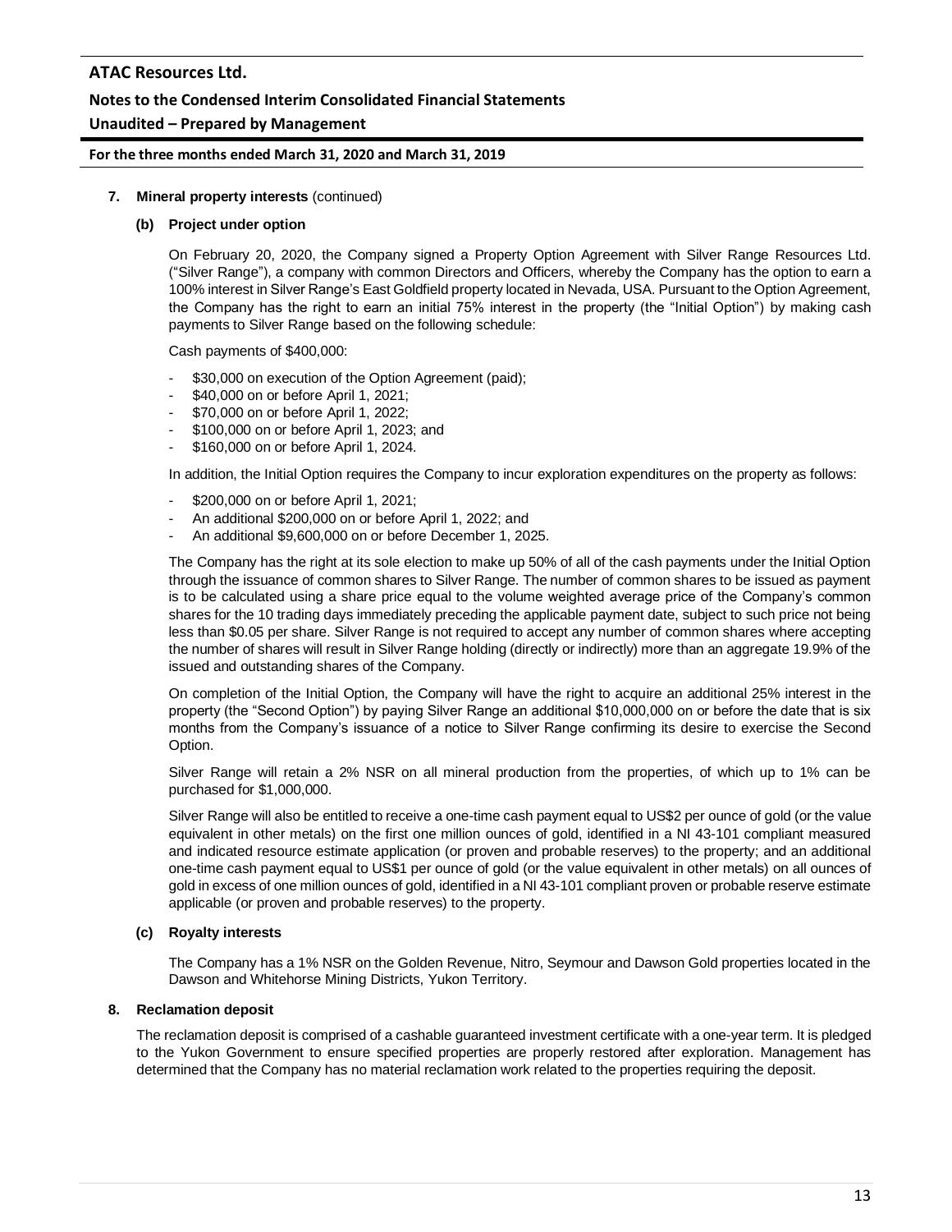## 7. Mineral property interests (continued)

### (b) Project under option

On February 20, 2020, the Company signed a Property Option Agreement with Silver Range Resources Ltd. ("Silver Range"), a company with common Directors and Officers, whereby the Company has the option to earn a 100% interest in Silver Range's East Goldfield property located in Nevada, USA. Pursuant to the Option Agreement, the Company has the right to earn an initial 75% interest in the property (the "Initial Option") by making cash payments to Silver Range based on the following schedule:

Cash payments of $400,000:

- $30,000 on execution of the Option Agreement (paid);
- $40,000 on or before April 1, 2021;
- $70,000 on or before April 1, 2022;
- $100,000 on or before April 1, 2023; and
- $160,000 on or before April 1, 2024.

In addition, the Initial Option requires the Company to incur exploration expenditures on the property as follows:

- $200,000 on or before April 1, 2021;
- An additional $200,000 on or before April 1, 2022; and
- An additional $9,600,000 on or before December 1, 2025.

The Company has the right at its sole election to make up 50% of all of the cash payments under the Initial Option through the issuance of common shares to Silver Range. The number of common shares to be issued as payment is to be calculated using a share price equal to the volume weighted average price of the Company's common shares for the 10 trading days immediately preceding the applicable payment date, subject to such price not being less than $0.05 per share. Silver Range is not required to accept any number of common shares where accepting the number of shares will result in Silver Range holding (directly or indirectly) more than an aggregate 19.9% of the issued and outstanding shares of the Company.

On completion of the Initial Option, the Company will have the right to acquire an additional 25% interest in the property (the "Second Option") by paying Silver Range an additional $10,000,000 on or before the date that is six months from the Company's issuance of a notice to Silver Range confirming its desire to exercise the Second Option.

Silver Range will retain a 2% NSR on all mineral production from the properties, of which up to 1% can be purchased for $1,000,000.

Silver Range will also be entitled to receive a one-time cash payment equal to US$2 per ounce of gold (or the value equivalent in other metals) on the first one million ounces of gold, identified in a NI 43-101 compliant measured and indicated resource estimate application (or proven and probable reserves) to the property; and an additional one-time cash payment equal to US$1 per ounce of gold (or the value equivalent in other metals) on all ounces of gold in excess of one million ounces of gold, identified in a NI 43-101 compliant proven or probable reserve estimate applicable (or proven and probable reserves) to the property.

### (c) Royalty interests

The Company has a 1% NSR on the Golden Revenue, Nitro, Seymour and Dawson Gold properties located in the Dawson and Whitehorse Mining Districts, Yukon Territory.

## 8. Reclamation deposit

The reclamation deposit is comprised of a cashable guaranteed investment certificate with a one-year term. It is pledged to the Yukon Government to ensure specified properties are properly restored after exploration. Management has determined that the Company has no material reclamation work related to the properties requiring the deposit.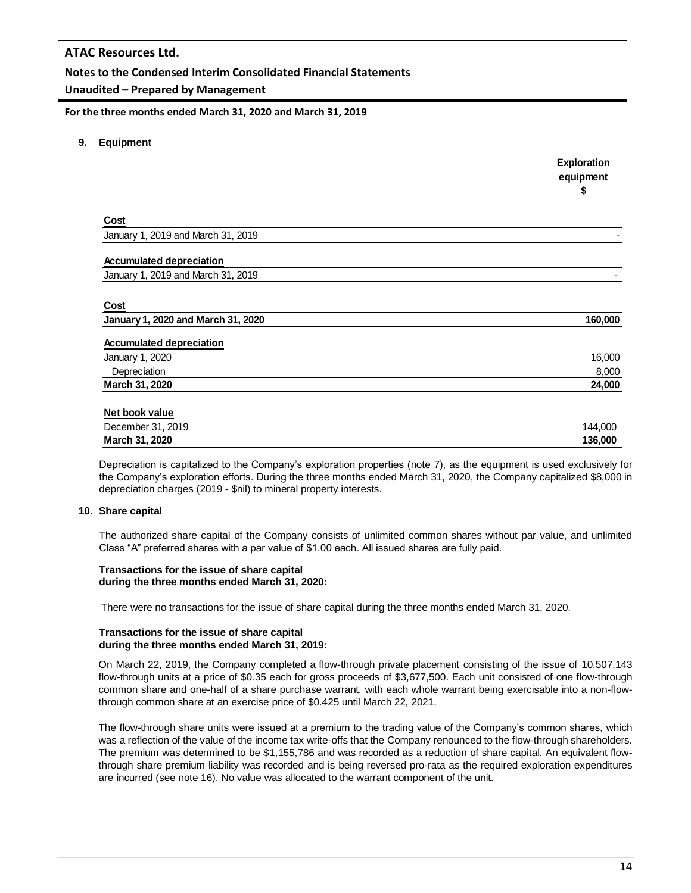## 9. Equipment

| | Exploration equipment $ |
|---|---|
| **Cost** | |
| January 1, 2019 and March 31, 2019 | - |
| **Accumulated depreciation** | |
| January 1, 2019 and March 31, 2019 | - |
| **Cost** | |
| **January 1, 2020 and March 31, 2020** | **160,000** |
| **Accumulated depreciation** | |
| January 1, 2020 | 16,000 |
| Depreciation | 8,000 |
| **March 31, 2020** | **24,000** |
| **Net book value** | |
| December 31, 2019 | 144,000 |
| **March 31, 2020** | **136,000** |

Depreciation is capitalized to the Company's exploration properties (note 7), as the equipment is used exclusively for the Company's exploration efforts. During the three months ended March 31, 2020, the Company capitalized $8,000 in depreciation charges (2019 - $nil) to mineral property interests.

## 10. Share capital

The authorized share capital of the Company consists of unlimited common shares without par value, and unlimited Class "A" preferred shares with a par value of $1.00 each. All issued shares are fully paid.

**Transactions for the issue of share capital during the three months ended March 31, 2020:**

There were no transactions for the issue of share capital during the three months ended March 31, 2020.

**Transactions for the issue of share capital during the three months ended March 31, 2019:**

On March 22, 2019, the Company completed a flow-through private placement consisting of the issue of 10,507,143 flow-through units at a price of $0.35 each for gross proceeds of $3,677,500. Each unit consisted of one flow-through common share and one-half of a share purchase warrant, with each whole warrant being exercisable into a non-flow-through common share at an exercise price of $0.425 until March 22, 2021.

The flow-through share units were issued at a premium to the trading value of the Company's common shares, which was a reflection of the value of the income tax write-offs that the Company renounced to the flow-through shareholders. The premium was determined to be $1,155,786 and was recorded as a reduction of share capital. An equivalent flow-through share premium liability was recorded and is being reversed pro-rata as the required exploration expenditures are incurred (see note 16). No value was allocated to the warrant component of the unit.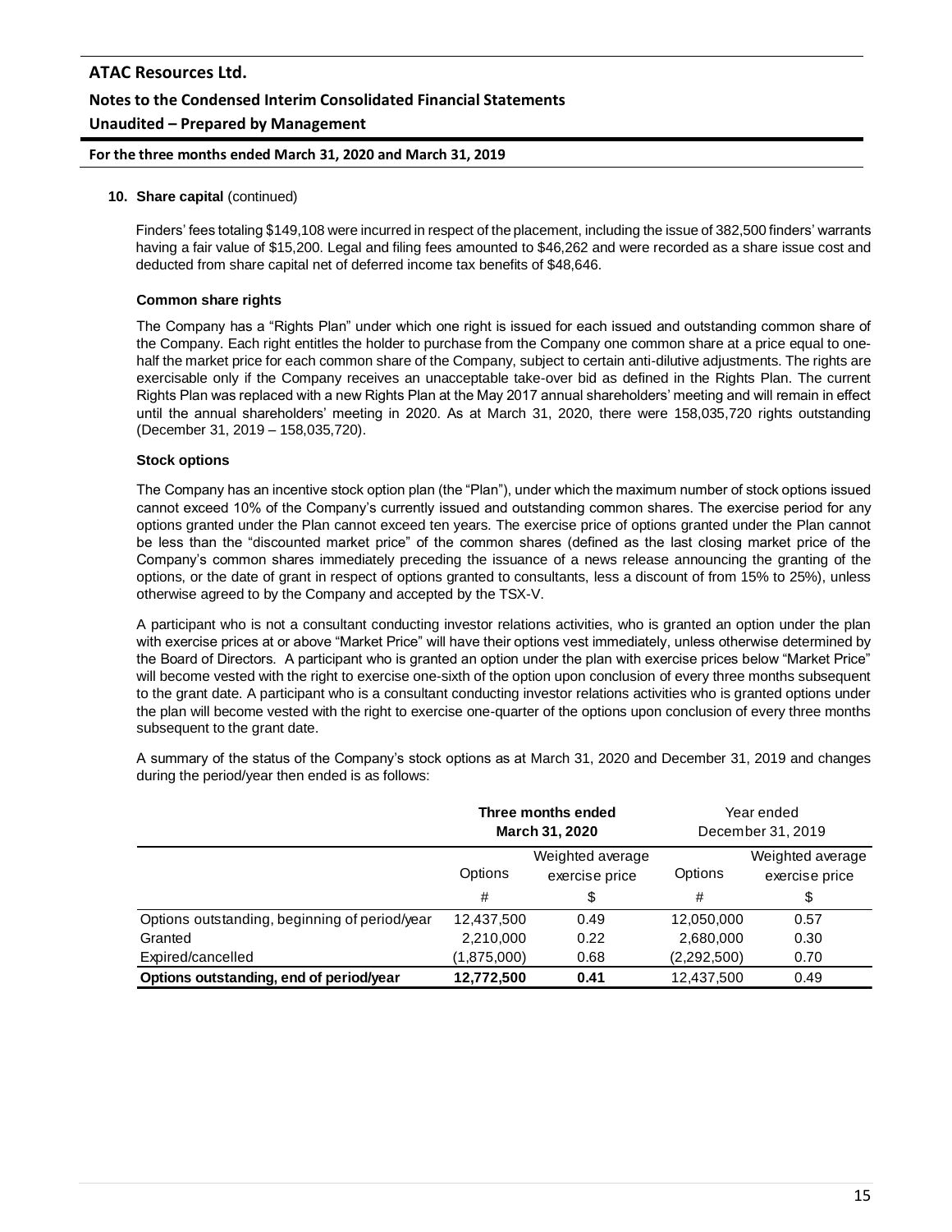**10. Share capital** (continued)

Finders' fees totaling $149,108 were incurred in respect of the placement, including the issue of 382,500 finders' warrants having a fair value of $15,200. Legal and filing fees amounted to $46,262 and were recorded as a share issue cost and deducted from share capital net of deferred income tax benefits of $48,646.

**Common share rights**

The Company has a "Rights Plan" under which one right is issued for each issued and outstanding common share of the Company. Each right entitles the holder to purchase from the Company one common share at a price equal to one-half the market price for each common share of the Company, subject to certain anti-dilutive adjustments. The rights are exercisable only if the Company receives an unacceptable take-over bid as defined in the Rights Plan. The current Rights Plan was replaced with a new Rights Plan at the May 2017 annual shareholders' meeting and will remain in effect until the annual shareholders' meeting in 2020. As at March 31, 2020, there were 158,035,720 rights outstanding (December 31, 2019 – 158,035,720).

**Stock options**

The Company has an incentive stock option plan (the "Plan"), under which the maximum number of stock options issued cannot exceed 10% of the Company's currently issued and outstanding common shares. The exercise period for any options granted under the Plan cannot exceed ten years. The exercise price of options granted under the Plan cannot be less than the "discounted market price" of the common shares (defined as the last closing market price of the Company's common shares immediately preceding the issuance of a news release announcing the granting of the options, or the date of grant in respect of options granted to consultants, less a discount of from 15% to 25%), unless otherwise agreed to by the Company and accepted by the TSX-V.

A participant who is not a consultant conducting investor relations activities, who is granted an option under the plan with exercise prices at or above "Market Price" will have their options vest immediately, unless otherwise determined by the Board of Directors. A participant who is granted an option under the plan with exercise prices below "Market Price" will become vested with the right to exercise one-sixth of the option upon conclusion of every three months subsequent to the grant date. A participant who is a consultant conducting investor relations activities who is granted options under the plan will become vested with the right to exercise one-quarter of the options upon conclusion of every three months subsequent to the grant date.

A summary of the status of the Company's stock options as at March 31, 2020 and December 31, 2019 and changes during the period/year then ended is as follows:

| | **Three months ended March 31, 2020** | | Year ended December 31, 2019 | |
|---|---|---|---|---|
| | Options | Weighted average exercise price | Options | Weighted average exercise price |
| | # | $ | # | $ |
| Options outstanding, beginning of period/year | 12,437,500 | 0.49 | 12,050,000 | 0.57 |
| Granted | 2,210,000 | 0.22 | 2,680,000 | 0.30 |
| Expired/cancelled | (1,875,000) | 0.68 | (2,292,500) | 0.70 |
| **Options outstanding, end of period/year** | **12,772,500** | **0.41** | 12,437,500 | 0.49 |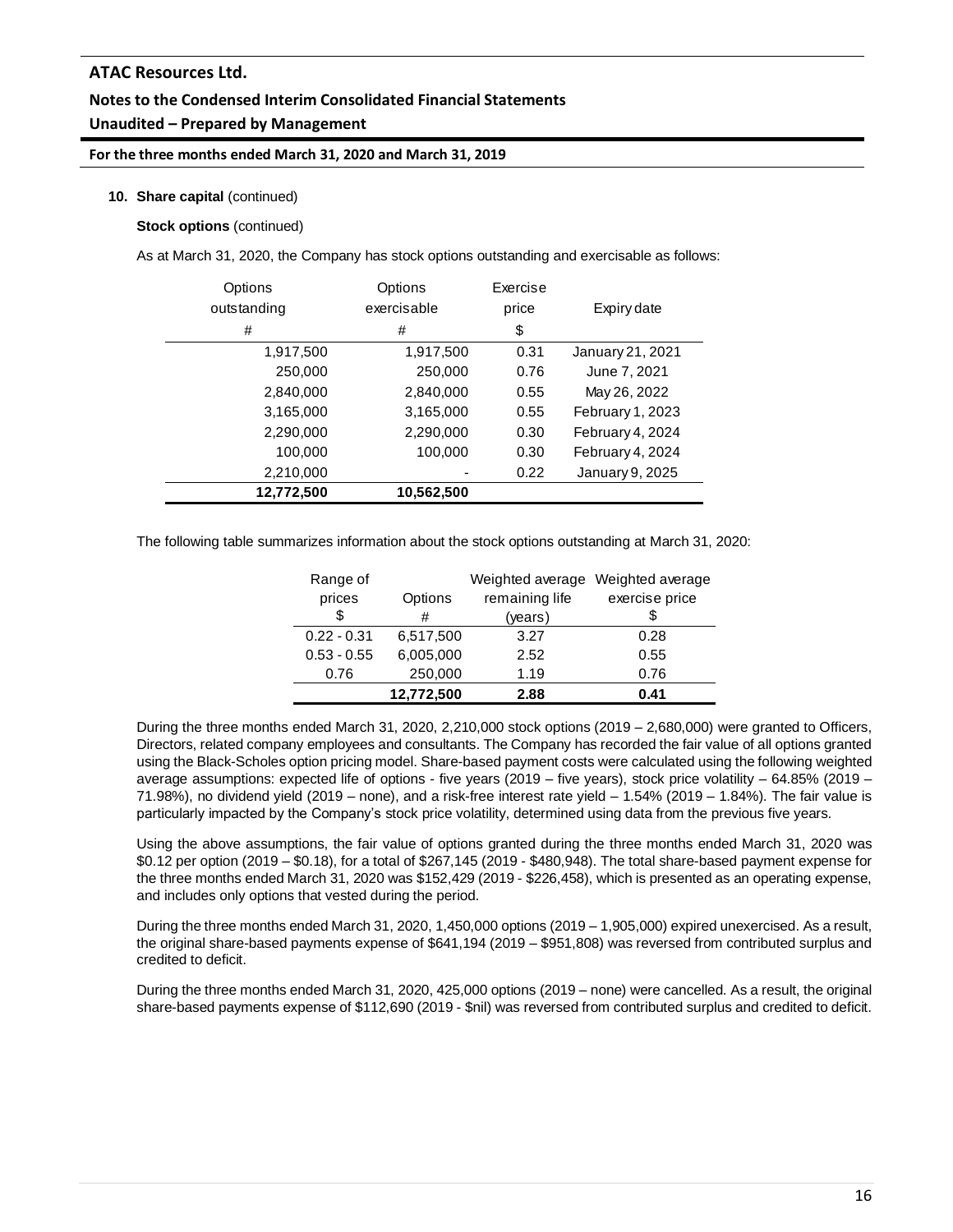**10. Share capital** (continued)

**Stock options** (continued)

As at March 31, 2020, the Company has stock options outstanding and exercisable as follows:

| Options outstanding # | Options exercisable # | Exercise price $ | Expiry date |
|---|---|---|---|
| 1,917,500 | 1,917,500 | 0.31 | January 21, 2021 |
| 250,000 | 250,000 | 0.76 | June 7, 2021 |
| 2,840,000 | 2,840,000 | 0.55 | May 26, 2022 |
| 3,165,000 | 3,165,000 | 0.55 | February 1, 2023 |
| 2,290,000 | 2,290,000 | 0.30 | February 4, 2024 |
| 100,000 | 100,000 | 0.30 | February 4, 2024 |
| 2,210,000 | - | 0.22 | January 9, 2025 |
| **12,772,500** | **10,562,500** | | |

The following table summarizes information about the stock options outstanding at March 31, 2020:

| Range of prices $ | Options # | Weighted average remaining life (years) | Weighted average exercise price $ |
|---|---|---|---|
| 0.22 - 0.31 | 6,517,500 | 3.27 | 0.28 |
| 0.53 - 0.55 | 6,005,000 | 2.52 | 0.55 |
| 0.76 | 250,000 | 1.19 | 0.76 |
| | **12,772,500** | **2.88** | **0.41** |

During the three months ended March 31, 2020, 2,210,000 stock options (2019 – 2,680,000) were granted to Officers, Directors, related company employees and consultants. The Company has recorded the fair value of all options granted using the Black-Scholes option pricing model. Share-based payment costs were calculated using the following weighted average assumptions: expected life of options - five years (2019 – five years), stock price volatility – 64.85% (2019 – 71.98%), no dividend yield (2019 – none), and a risk-free interest rate yield – 1.54% (2019 – 1.84%). The fair value is particularly impacted by the Company's stock price volatility, determined using data from the previous five years.

Using the above assumptions, the fair value of options granted during the three months ended March 31, 2020 was $0.12 per option (2019 – $0.18), for a total of $267,145 (2019 - $480,948). The total share-based payment expense for the three months ended March 31, 2020 was $152,429 (2019 - $226,458), which is presented as an operating expense, and includes only options that vested during the period.

During the three months ended March 31, 2020, 1,450,000 options (2019 – 1,905,000) expired unexercised. As a result, the original share-based payments expense of $641,194 (2019 – $951,808) was reversed from contributed surplus and credited to deficit.

During the three months ended March 31, 2020, 425,000 options (2019 – none) were cancelled. As a result, the original share-based payments expense of $112,690 (2019 - $nil) was reversed from contributed surplus and credited to deficit.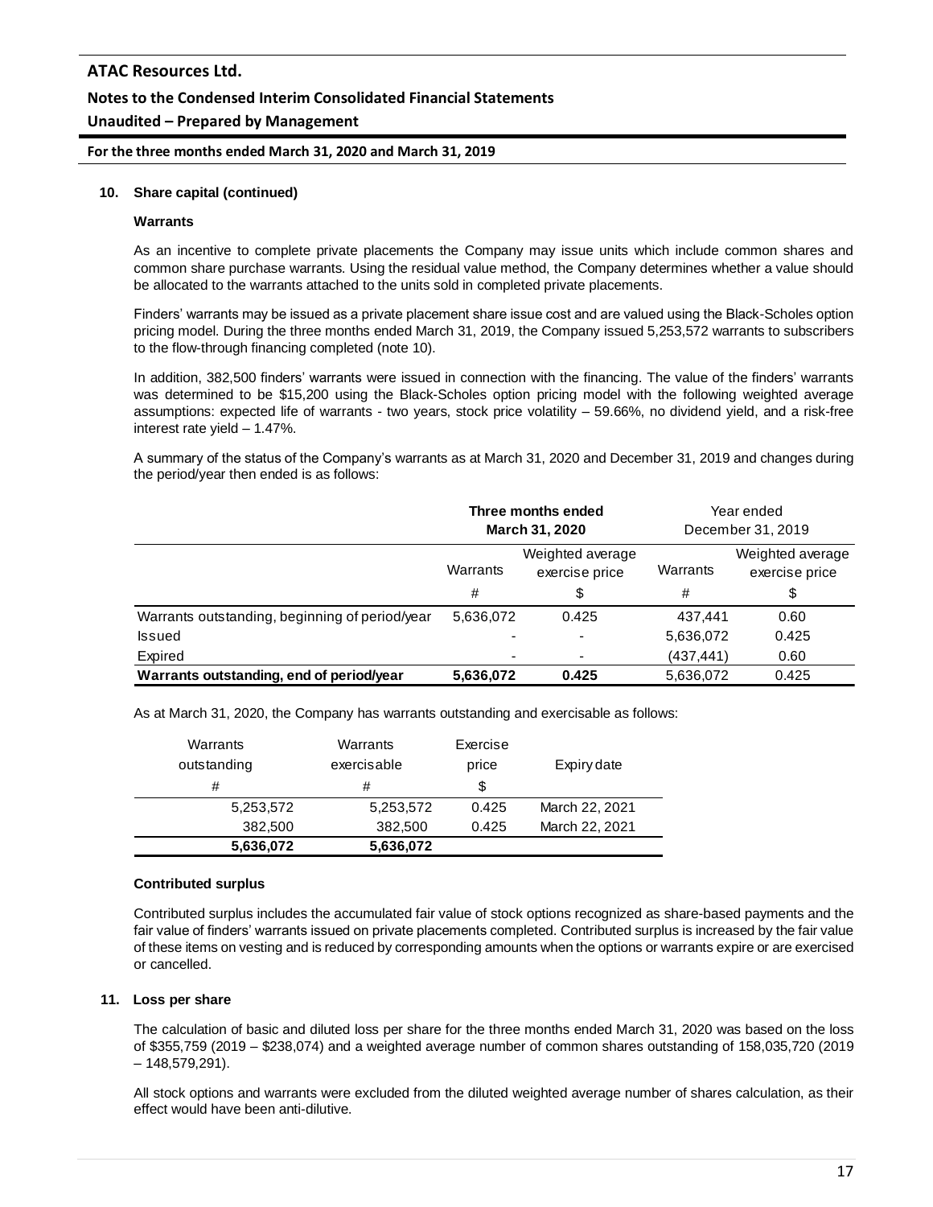## 10. Share capital (continued)

### Warrants

As an incentive to complete private placements the Company may issue units which include common shares and common share purchase warrants. Using the residual value method, the Company determines whether a value should be allocated to the warrants attached to the units sold in completed private placements.

Finders' warrants may be issued as a private placement share issue cost and are valued using the Black-Scholes option pricing model. During the three months ended March 31, 2019, the Company issued 5,253,572 warrants to subscribers to the flow-through financing completed (note 10).

In addition, 382,500 finders' warrants were issued in connection with the financing. The value of the finders' warrants was determined to be $15,200 using the Black-Scholes option pricing model with the following weighted average assumptions: expected life of warrants - two years, stock price volatility – 59.66%, no dividend yield, and a risk-free interest rate yield – 1.47%.

A summary of the status of the Company's warrants as at March 31, 2020 and December 31, 2019 and changes during the period/year then ended is as follows:

| | **Three months ended March 31, 2020** | | Year ended December 31, 2019 | |
|---|---|---|---|---|
| | Warrants | Weighted average exercise price | Warrants | Weighted average exercise price |
| | # | $ | # | $ |
| Warrants outstanding, beginning of period/year | 5,636,072 | 0.425 | 437,441 | 0.60 |
| Issued | - | - | 5,636,072 | 0.425 |
| Expired | - | - | (437,441) | 0.60 |
| **Warrants outstanding, end of period/year** | **5,636,072** | **0.425** | 5,636,072 | 0.425 |

As at March 31, 2020, the Company has warrants outstanding and exercisable as follows:

| Warrants outstanding | Warrants exercisable | Exercise price | Expiry date |
|---|---|---|---|
| # | # | $ | |
| 5,253,572 | 5,253,572 | 0.425 | March 22, 2021 |
| 382,500 | 382,500 | 0.425 | March 22, 2021 |
| **5,636,072** | **5,636,072** | | |

### Contributed surplus

Contributed surplus includes the accumulated fair value of stock options recognized as share-based payments and the fair value of finders' warrants issued on private placements completed. Contributed surplus is increased by the fair value of these items on vesting and is reduced by corresponding amounts when the options or warrants expire or are exercised or cancelled.

## 11. Loss per share

The calculation of basic and diluted loss per share for the three months ended March 31, 2020 was based on the loss of $355,759 (2019 – $238,074) and a weighted average number of common shares outstanding of 158,035,720 (2019 – 148,579,291).

All stock options and warrants were excluded from the diluted weighted average number of shares calculation, as their effect would have been anti-dilutive.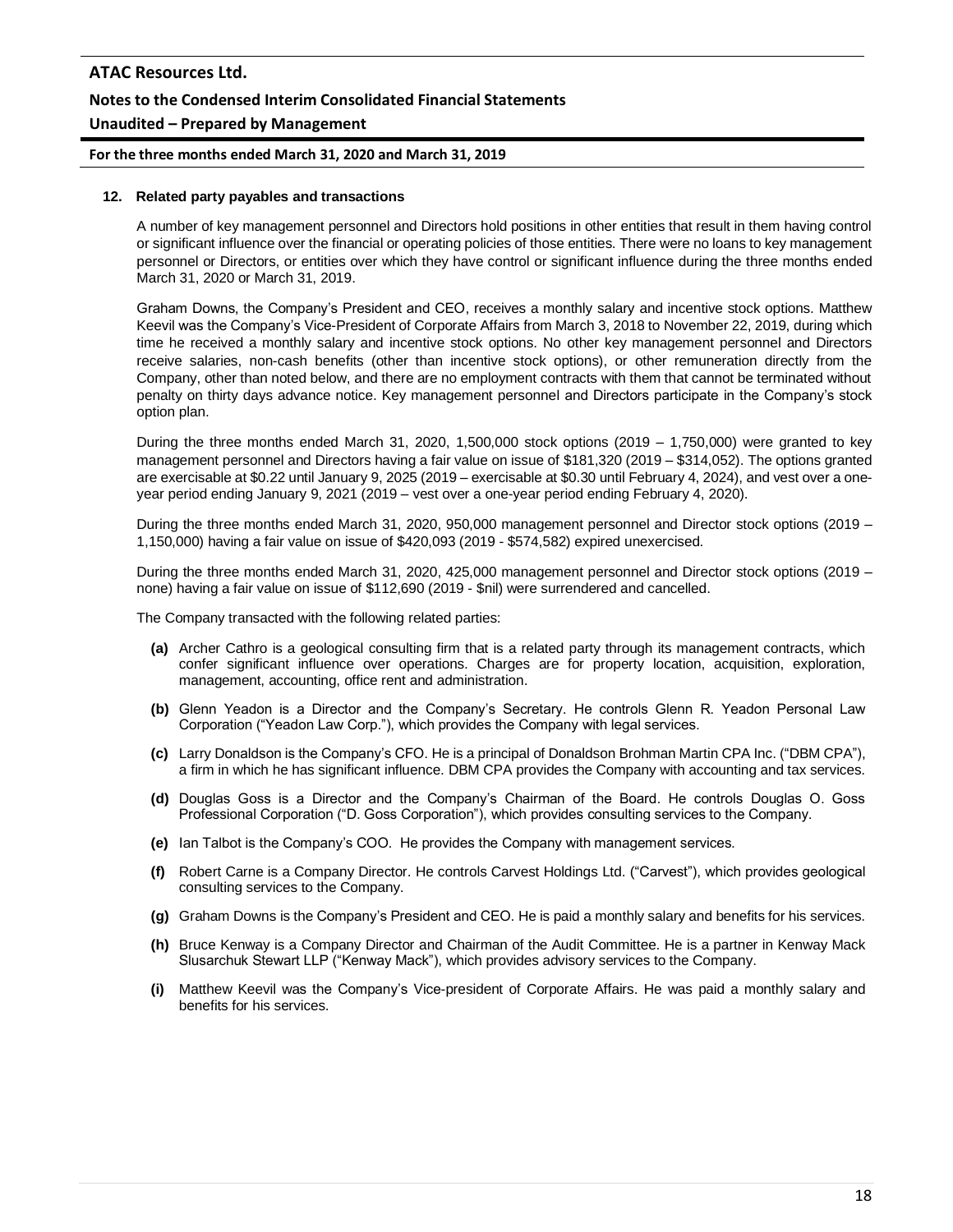## 12. Related party payables and transactions

A number of key management personnel and Directors hold positions in other entities that result in them having control or significant influence over the financial or operating policies of those entities. There were no loans to key management personnel or Directors, or entities over which they have control or significant influence during the three months ended March 31, 2020 or March 31, 2019.

Graham Downs, the Company's President and CEO, receives a monthly salary and incentive stock options. Matthew Keevil was the Company's Vice-President of Corporate Affairs from March 3, 2018 to November 22, 2019, during which time he received a monthly salary and incentive stock options. No other key management personnel and Directors receive salaries, non-cash benefits (other than incentive stock options), or other remuneration directly from the Company, other than noted below, and there are no employment contracts with them that cannot be terminated without penalty on thirty days advance notice. Key management personnel and Directors participate in the Company's stock option plan.

During the three months ended March 31, 2020, 1,500,000 stock options (2019 – 1,750,000) were granted to key management personnel and Directors having a fair value on issue of $181,320 (2019 – $314,052). The options granted are exercisable at $0.22 until January 9, 2025 (2019 – exercisable at $0.30 until February 4, 2024), and vest over a one-year period ending January 9, 2021 (2019 – vest over a one-year period ending February 4, 2020).

During the three months ended March 31, 2020, 950,000 management personnel and Director stock options (2019 – 1,150,000) having a fair value on issue of $420,093 (2019 - $574,582) expired unexercised.

During the three months ended March 31, 2020, 425,000 management personnel and Director stock options (2019 – none) having a fair value on issue of $112,690 (2019 - $nil) were surrendered and cancelled.

The Company transacted with the following related parties:

- **(a)** Archer Cathro is a geological consulting firm that is a related party through its management contracts, which confer significant influence over operations. Charges are for property location, acquisition, exploration, management, accounting, office rent and administration.
- **(b)** Glenn Yeadon is a Director and the Company's Secretary. He controls Glenn R. Yeadon Personal Law Corporation ("Yeadon Law Corp."), which provides the Company with legal services.
- **(c)** Larry Donaldson is the Company's CFO. He is a principal of Donaldson Brohman Martin CPA Inc. ("DBM CPA"), a firm in which he has significant influence. DBM CPA provides the Company with accounting and tax services.
- **(d)** Douglas Goss is a Director and the Company's Chairman of the Board. He controls Douglas O. Goss Professional Corporation ("D. Goss Corporation"), which provides consulting services to the Company.
- **(e)** Ian Talbot is the Company's COO. He provides the Company with management services.
- **(f)** Robert Carne is a Company Director. He controls Carvest Holdings Ltd. ("Carvest"), which provides geological consulting services to the Company.
- **(g)** Graham Downs is the Company's President and CEO. He is paid a monthly salary and benefits for his services.
- **(h)** Bruce Kenway is a Company Director and Chairman of the Audit Committee. He is a partner in Kenway Mack Slusarchuk Stewart LLP ("Kenway Mack"), which provides advisory services to the Company.
- **(i)** Matthew Keevil was the Company's Vice-president of Corporate Affairs. He was paid a monthly salary and benefits for his services.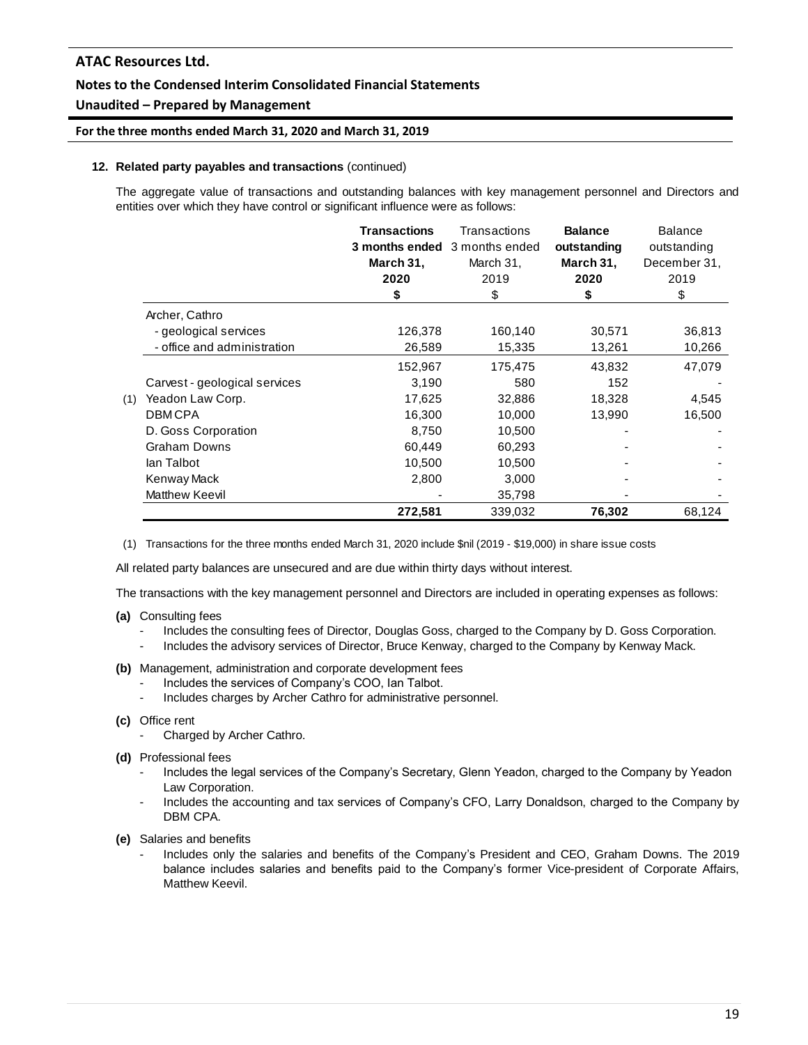#### 12. Related party payables and transactions (continued)

The aggregate value of transactions and outstanding balances with key management personnel and Directors and entities over which they have control or significant influence were as follows:

| | | **Transactions 3 months ended March 31, 2020 $** | Transactions 3 months ended March 31, 2019 $ | **Balance outstanding March 31, 2020 $** | Balance outstanding December 31, 2019 $ |
|---|---|---|---|---|---|
| | Archer, Cathro | | | | |
| | - geological services | 126,378 | 160,140 | 30,571 | 36,813 |
| | - office and administration | 26,589 | 15,335 | 13,261 | 10,266 |
| | | 152,967 | 175,475 | 43,832 | 47,079 |
| | Carvest - geological services | 3,190 | 580 | 152 | - |
| (1) | Yeadon Law Corp. | 17,625 | 32,886 | 18,328 | 4,545 |
| | DBM CPA | 16,300 | 10,000 | 13,990 | 16,500 |
| | D. Goss Corporation | 8,750 | 10,500 | - | - |
| | Graham Downs | 60,449 | 60,293 | - | - |
| | Ian Talbot | 10,500 | 10,500 | - | - |
| | Kenway Mack | 2,800 | 3,000 | - | - |
| | Matthew Keevil | - | 35,798 | - | - |
| | | **272,581** | 339,032 | **76,302** | 68,124 |

(1) Transactions for the three months ended March 31, 2020 include $nil (2019 - $19,000) in share issue costs

All related party balances are unsecured and are due within thirty days without interest.

The transactions with the key management personnel and Directors are included in operating expenses as follows:

**(a)** Consulting fees
- Includes the consulting fees of Director, Douglas Goss, charged to the Company by D. Goss Corporation.
- Includes the advisory services of Director, Bruce Kenway, charged to the Company by Kenway Mack.

**(b)** Management, administration and corporate development fees
- Includes the services of Company's COO, Ian Talbot.
- Includes charges by Archer Cathro for administrative personnel.

**(c)** Office rent
- Charged by Archer Cathro.

**(d)** Professional fees
- Includes the legal services of the Company's Secretary, Glenn Yeadon, charged to the Company by Yeadon Law Corporation.
- Includes the accounting and tax services of Company's CFO, Larry Donaldson, charged to the Company by DBM CPA.

**(e)** Salaries and benefits
- Includes only the salaries and benefits of the Company's President and CEO, Graham Downs. The 2019 balance includes salaries and benefits paid to the Company's former Vice-president of Corporate Affairs, Matthew Keevil.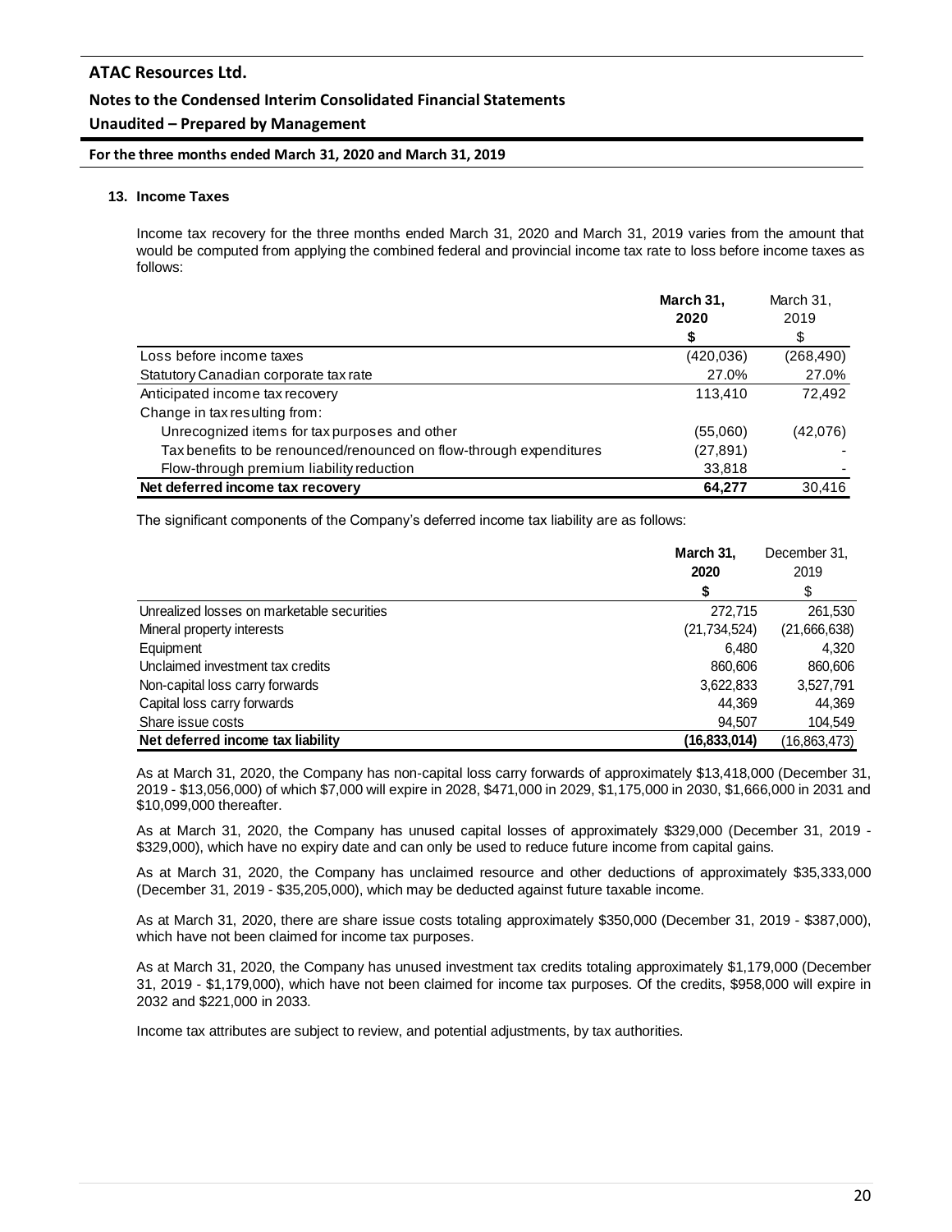### 13. Income Taxes

Income tax recovery for the three months ended March 31, 2020 and March 31, 2019 varies from the amount that would be computed from applying the combined federal and provincial income tax rate to loss before income taxes as follows:

| | **March 31, 2020** | March 31, 2019 |
|---|---|---|
| | **$** | $ |
| Loss before income taxes | (420,036) | (268,490) |
| Statutory Canadian corporate tax rate | 27.0% | 27.0% |
| Anticipated income tax recovery | 113,410 | 72,492 |
| Change in tax resulting from: | | |
| Unrecognized items for tax purposes and other | (55,060) | (42,076) |
| Tax benefits to be renounced/renounced on flow-through expenditures | (27,891) | - |
| Flow-through premium liability reduction | 33,818 | - |
| **Net deferred income tax recovery** | **64,277** | 30,416 |

The significant components of the Company's deferred income tax liability are as follows:

| | **March 31, 2020** | December 31, 2019 |
|---|---|---|
| | **$** | $ |
| Unrealized losses on marketable securities | 272,715 | 261,530 |
| Mineral property interests | (21,734,524) | (21,666,638) |
| Equipment | 6,480 | 4,320 |
| Unclaimed investment tax credits | 860,606 | 860,606 |
| Non-capital loss carry forwards | 3,622,833 | 3,527,791 |
| Capital loss carry forwards | 44,369 | 44,369 |
| Share issue costs | 94,507 | 104,549 |
| **Net deferred income tax liability** | **(16,833,014)** | (16,863,473) |

As at March 31, 2020, the Company has non-capital loss carry forwards of approximately $13,418,000 (December 31, 2019 - $13,056,000) of which $7,000 will expire in 2028, $471,000 in 2029, $1,175,000 in 2030, $1,666,000 in 2031 and $10,099,000 thereafter.

As at March 31, 2020, the Company has unused capital losses of approximately $329,000 (December 31, 2019 - $329,000), which have no expiry date and can only be used to reduce future income from capital gains.

As at March 31, 2020, the Company has unclaimed resource and other deductions of approximately $35,333,000 (December 31, 2019 - $35,205,000), which may be deducted against future taxable income.

As at March 31, 2020, there are share issue costs totaling approximately $350,000 (December 31, 2019 - $387,000), which have not been claimed for income tax purposes.

As at March 31, 2020, the Company has unused investment tax credits totaling approximately $1,179,000 (December 31, 2019 - $1,179,000), which have not been claimed for income tax purposes. Of the credits, $958,000 will expire in 2032 and $221,000 in 2033.

Income tax attributes are subject to review, and potential adjustments, by tax authorities.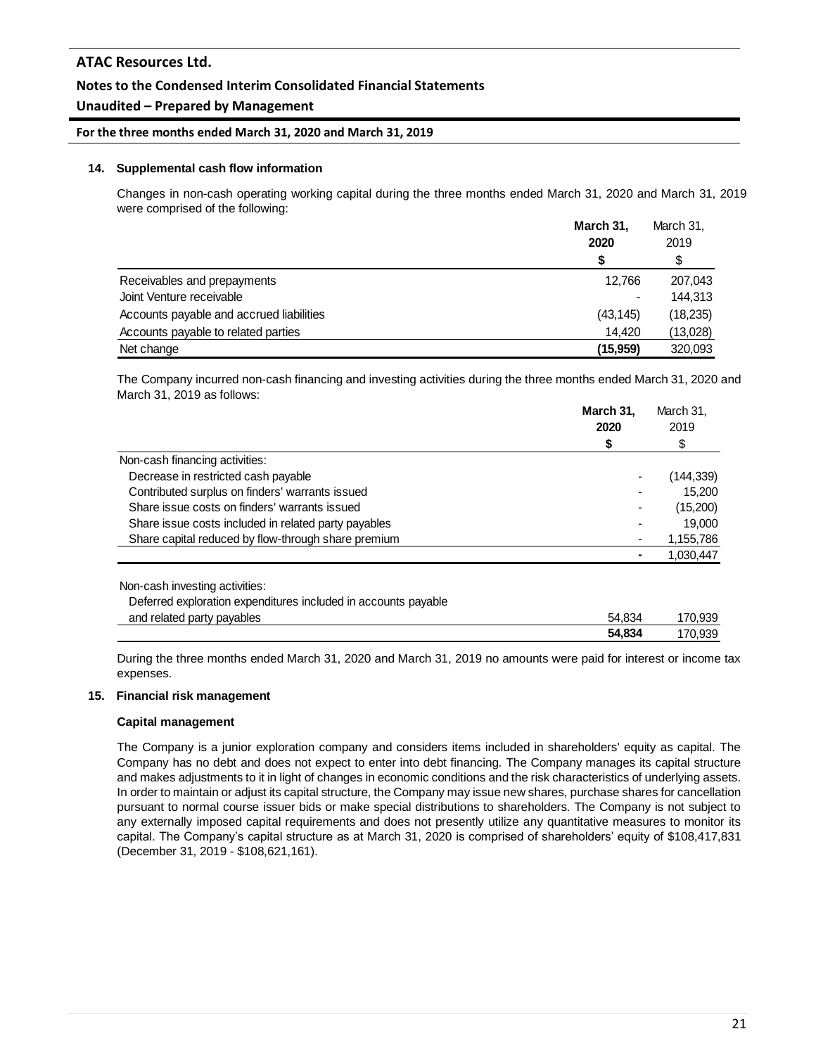## 14. Supplemental cash flow information

Changes in non-cash operating working capital during the three months ended March 31, 2020 and March 31, 2019 were comprised of the following:

| | **March 31, 2020** | March 31, 2019 |
|---|---|---|
| | **$** | $ |
| Receivables and prepayments | 12,766 | 207,043 |
| Joint Venture receivable | - | 144,313 |
| Accounts payable and accrued liabilities | (43,145) | (18,235) |
| Accounts payable to related parties | 14,420 | (13,028) |
| Net change | **(15,959)** | 320,093 |

The Company incurred non-cash financing and investing activities during the three months ended March 31, 2020 and March 31, 2019 as follows:

| | **March 31, 2020** | March 31, 2019 |
|---|---|---|
| | **$** | $ |
| Non-cash financing activities: | | |
| Decrease in restricted cash payable | - | (144,339) |
| Contributed surplus on finders' warrants issued | - | 15,200 |
| Share issue costs on finders' warrants issued | - | (15,200) |
| Share issue costs included in related party payables | - | 19,000 |
| Share capital reduced by flow-through share premium | - | 1,155,786 |
| | **-** | 1,030,447 |
| Non-cash investing activities: | | |
| Deferred exploration expenditures included in accounts payable and related party payables | 54,834 | 170,939 |
| | **54,834** | 170,939 |

During the three months ended March 31, 2020 and March 31, 2019 no amounts were paid for interest or income tax expenses.

## 15. Financial risk management

### Capital management

The Company is a junior exploration company and considers items included in shareholders' equity as capital. The Company has no debt and does not expect to enter into debt financing. The Company manages its capital structure and makes adjustments to it in light of changes in economic conditions and the risk characteristics of underlying assets. In order to maintain or adjust its capital structure, the Company may issue new shares, purchase shares for cancellation pursuant to normal course issuer bids or make special distributions to shareholders. The Company is not subject to any externally imposed capital requirements and does not presently utilize any quantitative measures to monitor its capital. The Company's capital structure as at March 31, 2020 is comprised of shareholders' equity of $108,417,831 (December 31, 2019 - $108,621,161).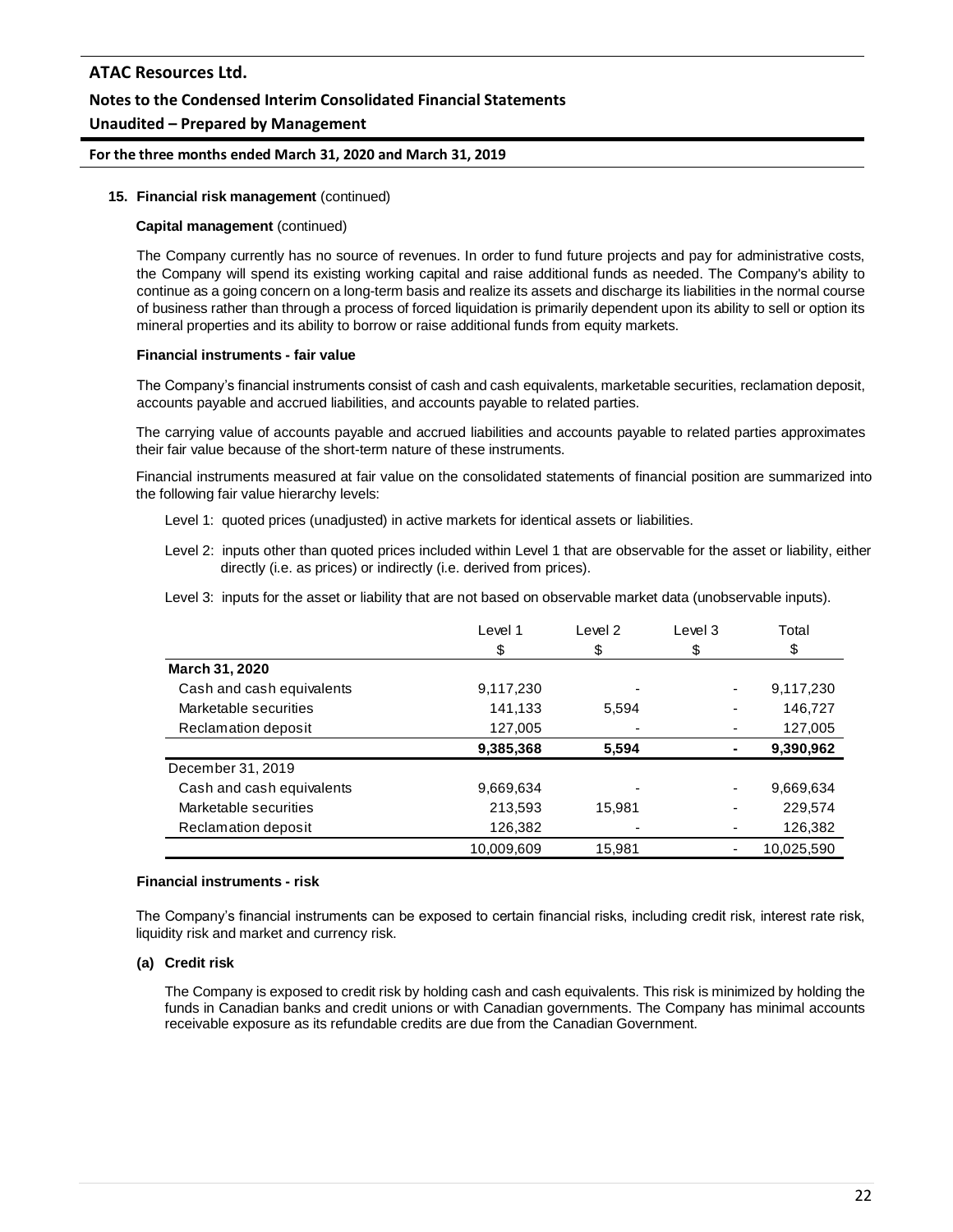**15. Financial risk management** (continued)

**Capital management** (continued)

The Company currently has no source of revenues. In order to fund future projects and pay for administrative costs, the Company will spend its existing working capital and raise additional funds as needed. The Company's ability to continue as a going concern on a long-term basis and realize its assets and discharge its liabilities in the normal course of business rather than through a process of forced liquidation is primarily dependent upon its ability to sell or option its mineral properties and its ability to borrow or raise additional funds from equity markets.

**Financial instruments - fair value**

The Company's financial instruments consist of cash and cash equivalents, marketable securities, reclamation deposit, accounts payable and accrued liabilities, and accounts payable to related parties.

The carrying value of accounts payable and accrued liabilities and accounts payable to related parties approximates their fair value because of the short-term nature of these instruments.

Financial instruments measured at fair value on the consolidated statements of financial position are summarized into the following fair value hierarchy levels:

Level 1: quoted prices (unadjusted) in active markets for identical assets or liabilities.

Level 2: inputs other than quoted prices included within Level 1 that are observable for the asset or liability, either directly (i.e. as prices) or indirectly (i.e. derived from prices).

Level 3: inputs for the asset or liability that are not based on observable market data (unobservable inputs).

| | Level 1 | Level 2 | Level 3 | Total |
|---|---|---|---|---|
| | $ | $ | $ | $ |
| **March 31, 2020** | | | | |
| Cash and cash equivalents | 9,117,230 | - | - | 9,117,230 |
| Marketable securities | 141,133 | 5,594 | - | 146,727 |
| Reclamation deposit | 127,005 | - | - | 127,005 |
| | **9,385,368** | **5,594** | **-** | **9,390,962** |
| December 31, 2019 | | | | |
| Cash and cash equivalents | 9,669,634 | - | - | 9,669,634 |
| Marketable securities | 213,593 | 15,981 | - | 229,574 |
| Reclamation deposit | 126,382 | - | - | 126,382 |
| | 10,009,609 | 15,981 | - | 10,025,590 |

**Financial instruments - risk**

The Company's financial instruments can be exposed to certain financial risks, including credit risk, interest rate risk, liquidity risk and market and currency risk.

**(a) Credit risk**

The Company is exposed to credit risk by holding cash and cash equivalents. This risk is minimized by holding the funds in Canadian banks and credit unions or with Canadian governments. The Company has minimal accounts receivable exposure as its refundable credits are due from the Canadian Government.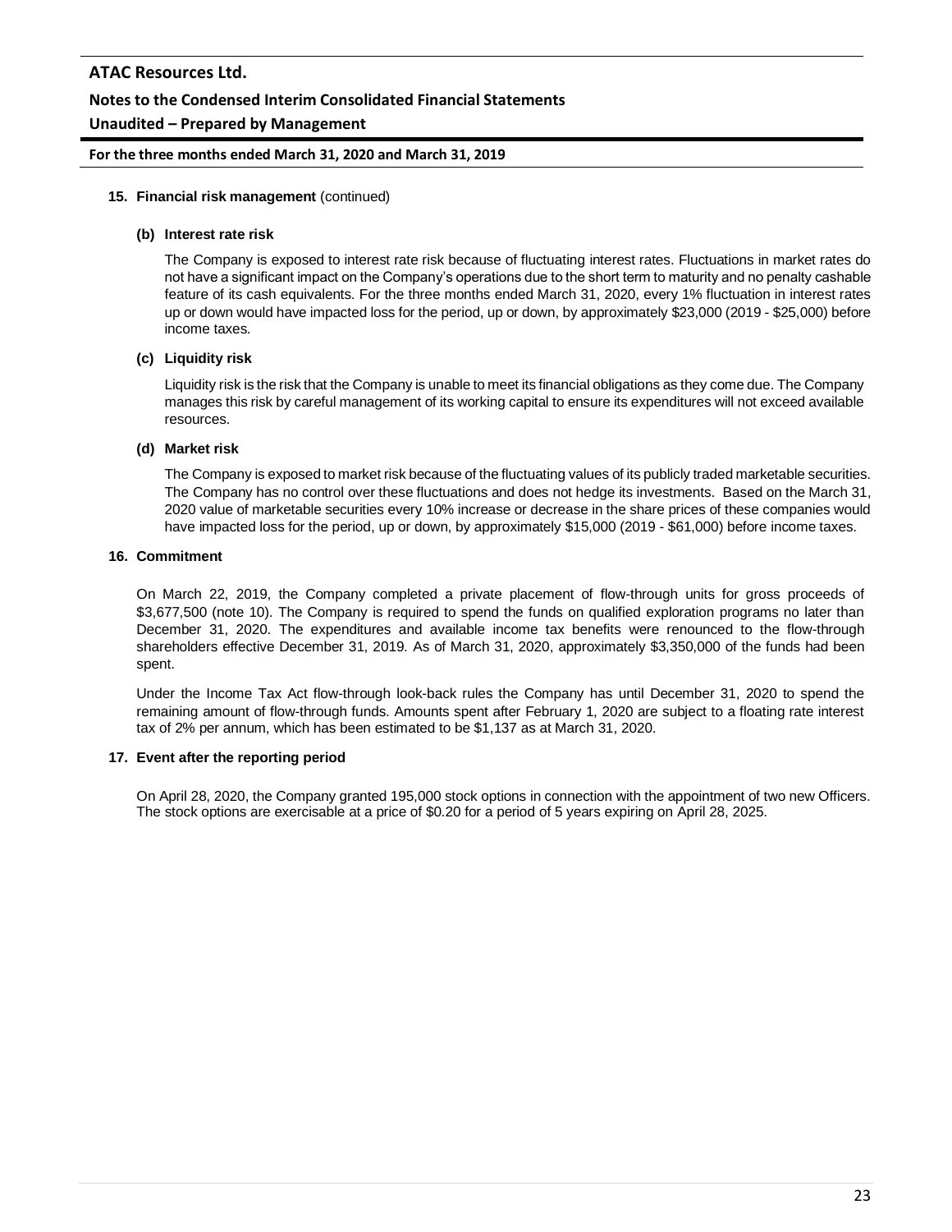**15. Financial risk management** (continued)

**(b) Interest rate risk**

The Company is exposed to interest rate risk because of fluctuating interest rates. Fluctuations in market rates do not have a significant impact on the Company's operations due to the short term to maturity and no penalty cashable feature of its cash equivalents. For the three months ended March 31, 2020, every 1% fluctuation in interest rates up or down would have impacted loss for the period, up or down, by approximately $23,000 (2019 - $25,000) before income taxes.

**(c) Liquidity risk**

Liquidity risk is the risk that the Company is unable to meet its financial obligations as they come due. The Company manages this risk by careful management of its working capital to ensure its expenditures will not exceed available resources.

**(d) Market risk**

The Company is exposed to market risk because of the fluctuating values of its publicly traded marketable securities. The Company has no control over these fluctuations and does not hedge its investments. Based on the March 31, 2020 value of marketable securities every 10% increase or decrease in the share prices of these companies would have impacted loss for the period, up or down, by approximately $15,000 (2019 - $61,000) before income taxes.

**16. Commitment**

On March 22, 2019, the Company completed a private placement of flow-through units for gross proceeds of $3,677,500 (note 10). The Company is required to spend the funds on qualified exploration programs no later than December 31, 2020. The expenditures and available income tax benefits were renounced to the flow-through shareholders effective December 31, 2019. As of March 31, 2020, approximately $3,350,000 of the funds had been spent.

Under the Income Tax Act flow-through look-back rules the Company has until December 31, 2020 to spend the remaining amount of flow-through funds. Amounts spent after February 1, 2020 are subject to a floating rate interest tax of 2% per annum, which has been estimated to be $1,137 as at March 31, 2020.

**17. Event after the reporting period**

On April 28, 2020, the Company granted 195,000 stock options in connection with the appointment of two new Officers. The stock options are exercisable at a price of $0.20 for a period of 5 years expiring on April 28, 2025.